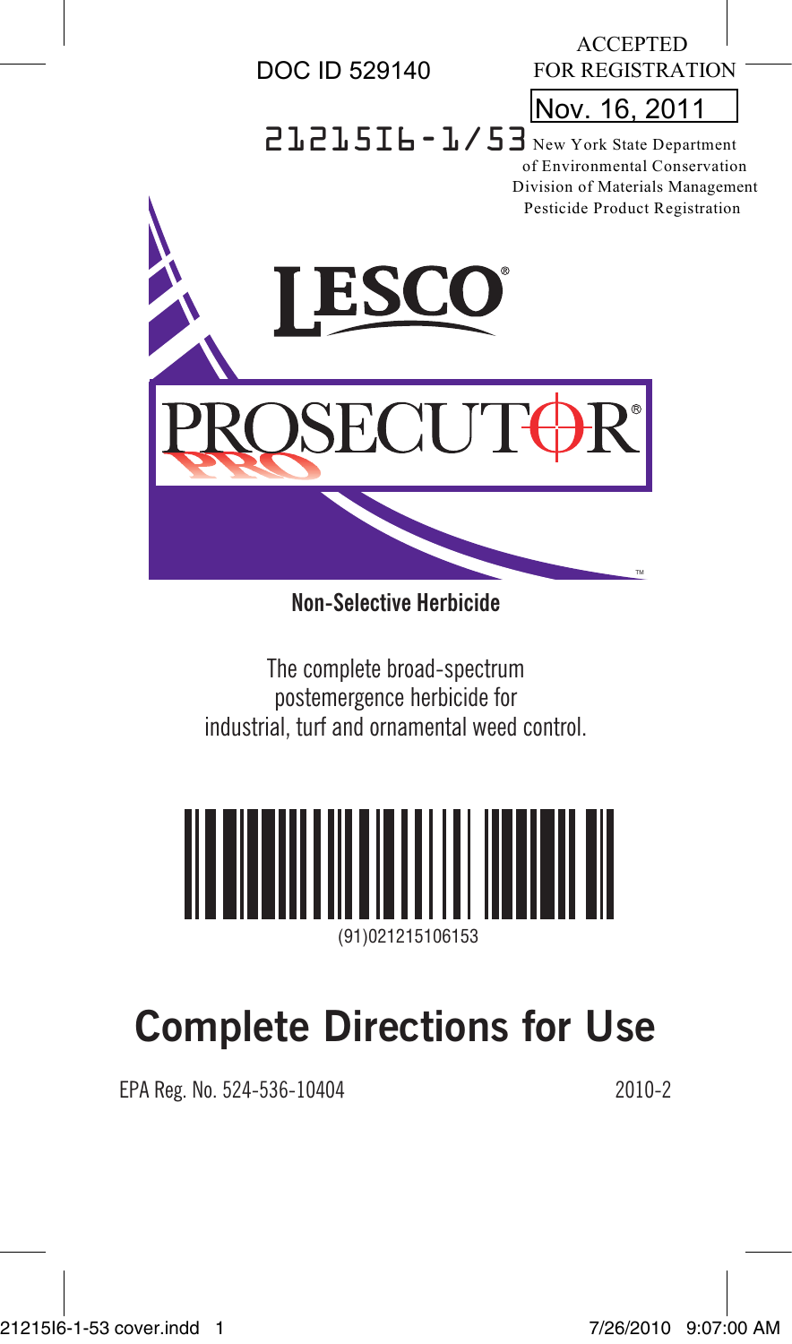DOC ID 529140

ACCEPTED FOR REGISTRATION

Nov. 16, 2011

21215I6-1/53 New York State Department of Environmental Conservation Division of Materials Management Pesticide Product Registration

# LESCO®

# PROSECUTOR® PRO™

**Non-Selective Herbicide**

The complete broad-spectrum postemergence herbicide for industrial, turf and ornamental weed control.

(91)021215106153

# Complete Directions for Use

EPA Reg. No. 524-536-10404

2010-2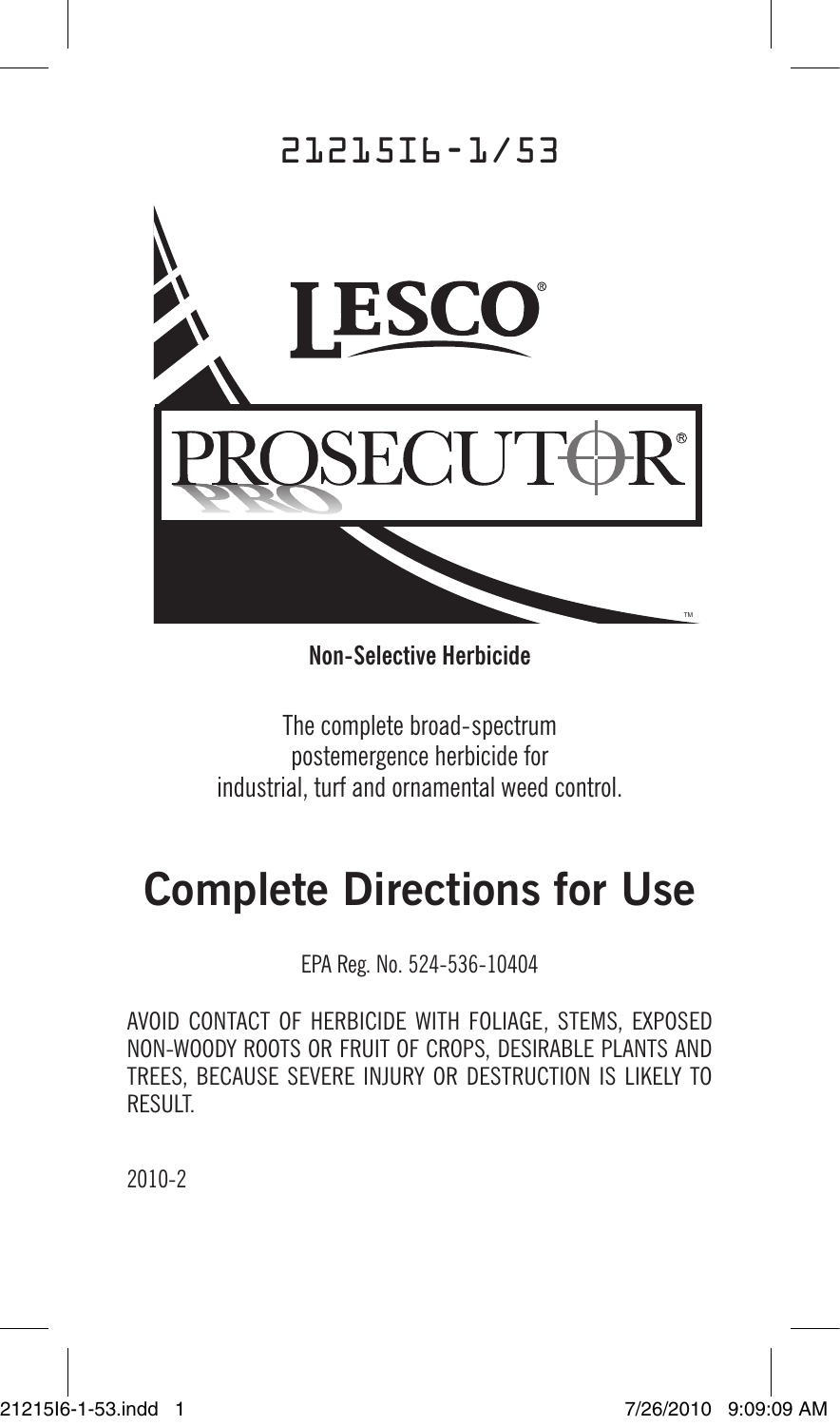21215I6-1/53

LESCO®

PROSECUTOR® PRO™

**Non-Selective Herbicide**

The complete broad-spectrum
postemergence herbicide for
industrial, turf and ornamental weed control.

# Complete Directions for Use

EPA Reg. No. 524-536-10404

AVOID CONTACT OF HERBICIDE WITH FOLIAGE, STEMS, EXPOSED NON-WOODY ROOTS OR FRUIT OF CROPS, DESIRABLE PLANTS AND TREES, BECAUSE SEVERE INJURY OR DESTRUCTION IS LIKELY TO RESULT.

2010-2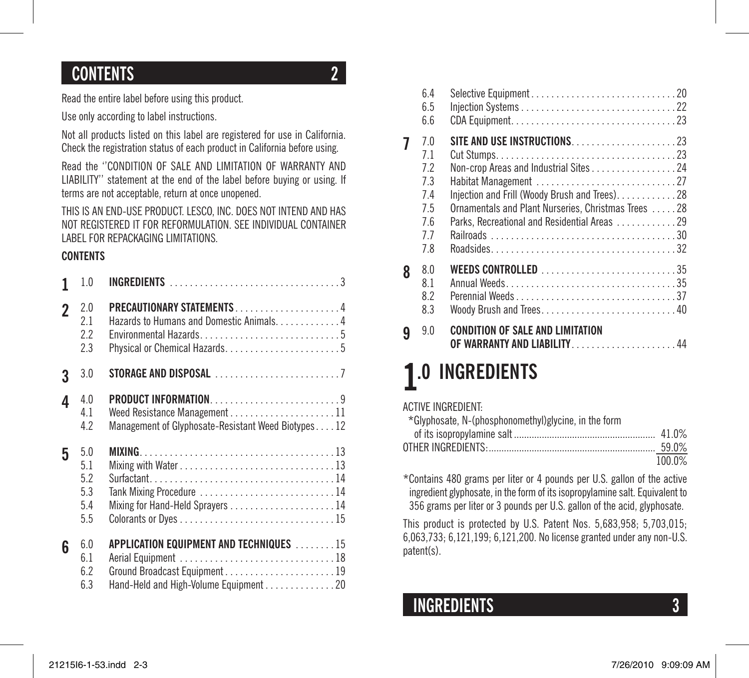# CONTENTS

Read the entire label before using this product.

Use only according to label instructions.

Not all products listed on this label are registered for use in California. Check the registration status of each product in California before using.

Read the ''CONDITION OF SALE AND LIMITATION OF WARRANTY AND LIABILITY'' statement at the end of the label before buying or using. If terms are not acceptable, return at once unopened.

THIS IS AN END-USE PRODUCT. LESCO, INC. DOES NOT INTEND AND HAS NOT REGISTERED IT FOR REFORMULATION. SEE INDIVIDUAL CONTAINER LABEL FOR REPACKAGING LIMITATIONS.

**CONTENTS**

| | | | |
|---|---|---|---|
| 1 | 1.0 | **INGREDIENTS** | 3 |
| 2 | 2.0 | **PRECAUTIONARY STATEMENTS** | 4 |
| | 2.1 | Hazards to Humans and Domestic Animals | 4 |
| | 2.2 | Environmental Hazards | 5 |
| | 2.3 | Physical or Chemical Hazards | 5 |
| 3 | 3.0 | **STORAGE AND DISPOSAL** | 7 |
| 4 | 4.0 | **PRODUCT INFORMATION** | 9 |
| | 4.1 | Weed Resistance Management | 11 |
| | 4.2 | Management of Glyphosate-Resistant Weed Biotypes | 12 |
| 5 | 5.0 | **MIXING** | 13 |
| | 5.1 | Mixing with Water | 13 |
| | 5.2 | Surfactant | 14 |
| | 5.3 | Tank Mixing Procedure | 14 |
| | 5.4 | Mixing for Hand-Held Sprayers | 14 |
| | 5.5 | Colorants or Dyes | 15 |
| 6 | 6.0 | **APPLICATION EQUIPMENT AND TECHNIQUES** | 15 |
| | 6.1 | Aerial Equipment | 18 |
| | 6.2 | Ground Broadcast Equipment | 19 |
| | 6.3 | Hand-Held and High-Volume Equipment | 20 |
| | 6.4 | Selective Equipment | 20 |
| | 6.5 | Injection Systems | 22 |
| | 6.6 | CDA Equipment | 23 |
| 7 | 7.0 | **SITE AND USE INSTRUCTIONS** | 23 |
| | 7.1 | Cut Stumps | 23 |
| | 7.2 | Non-crop Areas and Industrial Sites | 24 |
| | 7.3 | Habitat Management | 27 |
| | 7.4 | Injection and Frill (Woody Brush and Trees) | 28 |
| | 7.5 | Ornamentals and Plant Nurseries, Christmas Trees | 28 |
| | 7.6 | Parks, Recreational and Residential Areas | 29 |
| | 7.7 | Railroads | 30 |
| | 7.8 | Roadsides | 32 |
| 8 | 8.0 | **WEEDS CONTROLLED** | 35 |
| | 8.1 | Annual Weeds | 35 |
| | 8.2 | Perennial Weeds | 37 |
| | 8.3 | Woody Brush and Trees | 40 |
| 9 | 9.0 | **CONDITION OF SALE AND LIMITATION OF WARRANTY AND LIABILITY** | 44 |

# 1.0 INGREDIENTS

ACTIVE INGREDIENT:

| | |
|---|---|
| *Glyphosate, N-(phosphonomethyl)glycine, in the form of its isopropylamine salt | 41.0% |
| OTHER INGREDIENTS: | 59.0% |
| | 100.0% |

*Contains 480 grams per liter or 4 pounds per U.S. gallon of the active ingredient glyphosate, in the form of its isopropylamine salt. Equivalent to 356 grams per liter or 3 pounds per U.S. gallon of the acid, glyphosate.

This product is protected by U.S. Patent Nos. 5,683,958; 5,703,015; 6,063,733; 6,121,199; 6,121,200. No license granted under any non-U.S. patent(s).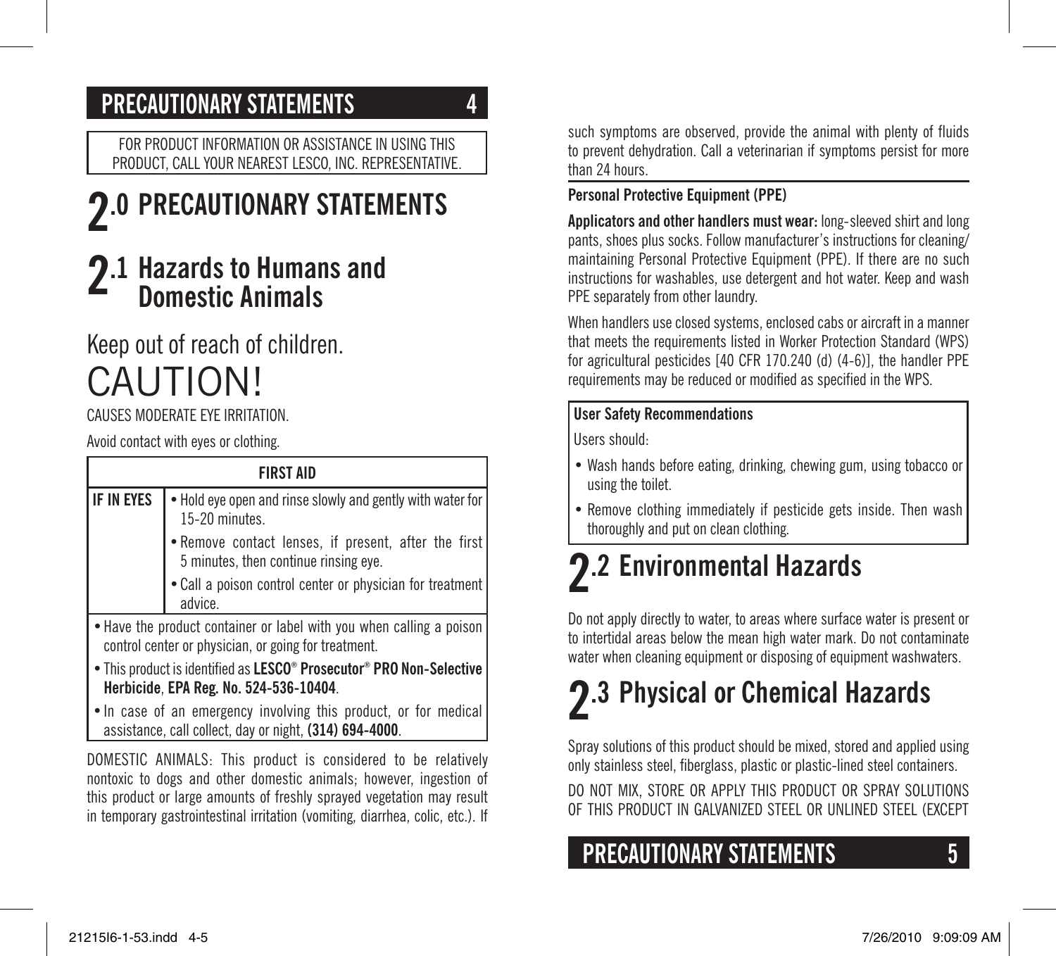FOR PRODUCT INFORMATION OR ASSISTANCE IN USING THIS PRODUCT, CALL YOUR NEAREST LESCO, INC. REPRESENTATIVE.

# 2.0 PRECAUTIONARY STATEMENTS

## 2.1 Hazards to Humans and Domestic Animals

Keep out of reach of children.

CAUTION!

CAUSES MODERATE EYE IRRITATION.

Avoid contact with eyes or clothing.

| FIRST AID | |
|---|---|
| **IF IN EYES** | • Hold eye open and rinse slowly and gently with water for 15-20 minutes.<br>• Remove contact lenses, if present, after the first 5 minutes, then continue rinsing eye.<br>• Call a poison control center or physician for treatment advice. |
| • Have the product container or label with you when calling a poison control center or physician, or going for treatment.<br>• This product is identified as **LESCO® Prosecutor® PRO Non-Selective Herbicide**, **EPA Reg. No. 524-536-10404**.<br>• In case of an emergency involving this product, or for medical assistance, call collect, day or night, **(314) 694-4000**. | |

DOMESTIC ANIMALS: This product is considered to be relatively nontoxic to dogs and other domestic animals; however, ingestion of this product or large amounts of freshly sprayed vegetation may result in temporary gastrointestinal irritation (vomiting, diarrhea, colic, etc.). If such symptoms are observed, provide the animal with plenty of fluids to prevent dehydration. Call a veterinarian if symptoms persist for more than 24 hours.

**Personal Protective Equipment (PPE)**

**Applicators and other handlers must wear:** long-sleeved shirt and long pants, shoes plus socks. Follow manufacturer's instructions for cleaning/maintaining Personal Protective Equipment (PPE). If there are no such instructions for washables, use detergent and hot water. Keep and wash PPE separately from other laundry.

When handlers use closed systems, enclosed cabs or aircraft in a manner that meets the requirements listed in Worker Protection Standard (WPS) for agricultural pesticides [40 CFR 170.240 (d) (4-6)], the handler PPE requirements may be reduced or modified as specified in the WPS.

**User Safety Recommendations**

Users should:

- Wash hands before eating, drinking, chewing gum, using tobacco or using the toilet.
- Remove clothing immediately if pesticide gets inside. Then wash thoroughly and put on clean clothing.

## 2.2 Environmental Hazards

Do not apply directly to water, to areas where surface water is present or to intertidal areas below the mean high water mark. Do not contaminate water when cleaning equipment or disposing of equipment washwaters.

## 2.3 Physical or Chemical Hazards

Spray solutions of this product should be mixed, stored and applied using only stainless steel, fiberglass, plastic or plastic-lined steel containers.

DO NOT MIX, STORE OR APPLY THIS PRODUCT OR SPRAY SOLUTIONS OF THIS PRODUCT IN GALVANIZED STEEL OR UNLINED STEEL (EXCEPT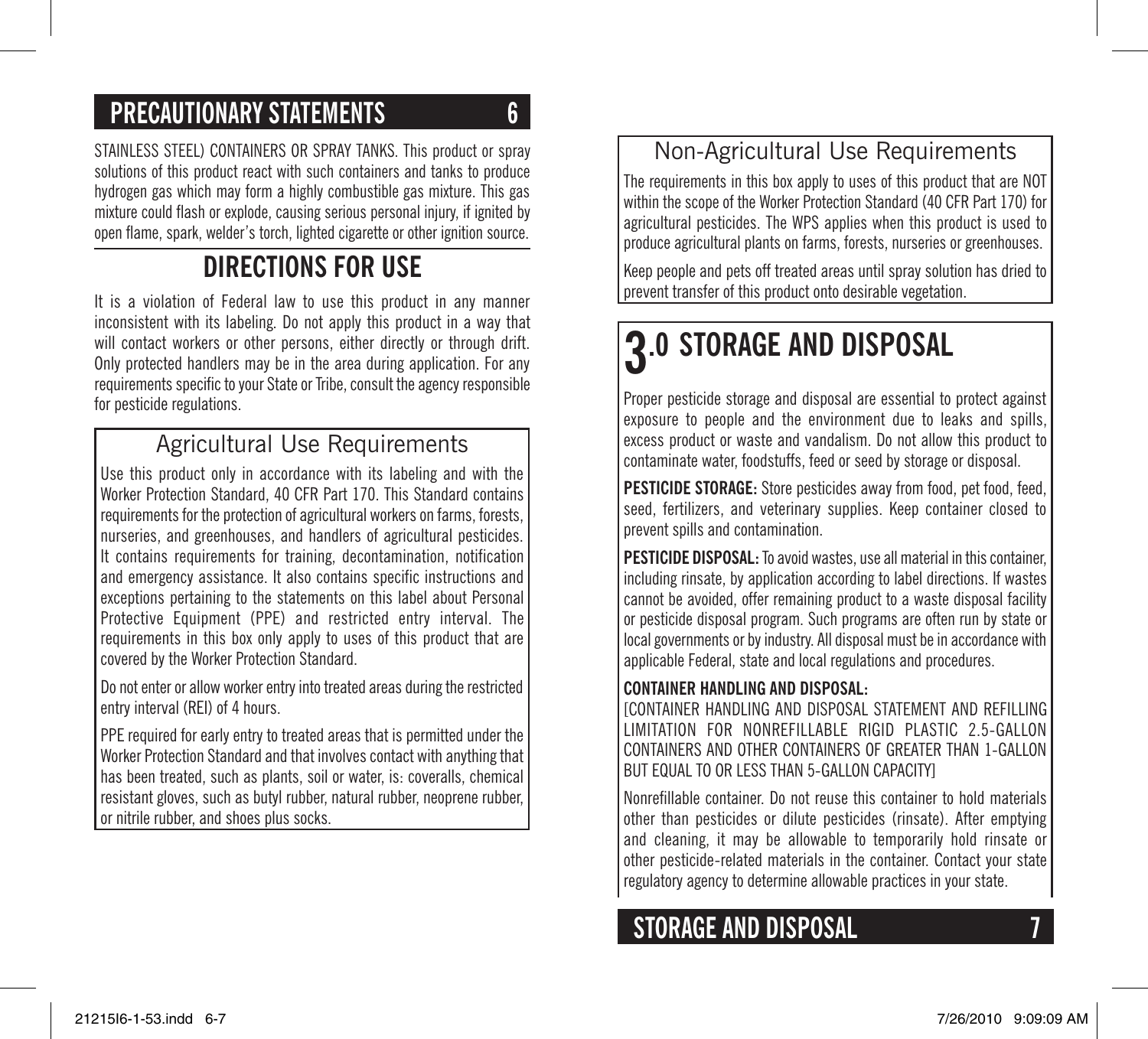STAINLESS STEEL) CONTAINERS OR SPRAY TANKS. This product or spray solutions of this product react with such containers and tanks to produce hydrogen gas which may form a highly combustible gas mixture. This gas mixture could flash or explode, causing serious personal injury, if ignited by open flame, spark, welder's torch, lighted cigarette or other ignition source.

# DIRECTIONS FOR USE

It is a violation of Federal law to use this product in any manner inconsistent with its labeling. Do not apply this product in a way that will contact workers or other persons, either directly or through drift. Only protected handlers may be in the area during application. For any requirements specific to your State or Tribe, consult the agency responsible for pesticide regulations.

## Agricultural Use Requirements

Use this product only in accordance with its labeling and with the Worker Protection Standard, 40 CFR Part 170. This Standard contains requirements for the protection of agricultural workers on farms, forests, nurseries, and greenhouses, and handlers of agricultural pesticides. It contains requirements for training, decontamination, notification and emergency assistance. It also contains specific instructions and exceptions pertaining to the statements on this label about Personal Protective Equipment (PPE) and restricted entry interval. The requirements in this box only apply to uses of this product that are covered by the Worker Protection Standard.

Do not enter or allow worker entry into treated areas during the restricted entry interval (REI) of 4 hours.

PPE required for early entry to treated areas that is permitted under the Worker Protection Standard and that involves contact with anything that has been treated, such as plants, soil or water, is: coveralls, chemical resistant gloves, such as butyl rubber, natural rubber, neoprene rubber, or nitrile rubber, and shoes plus socks.

## Non-Agricultural Use Requirements

The requirements in this box apply to uses of this product that are NOT within the scope of the Worker Protection Standard (40 CFR Part 170) for agricultural pesticides. The WPS applies when this product is used to produce agricultural plants on farms, forests, nurseries or greenhouses.

Keep people and pets off treated areas until spray solution has dried to prevent transfer of this product onto desirable vegetation.

# 3.0 STORAGE AND DISPOSAL

Proper pesticide storage and disposal are essential to protect against exposure to people and the environment due to leaks and spills, excess product or waste and vandalism. Do not allow this product to contaminate water, foodstuffs, feed or seed by storage or disposal.

**PESTICIDE STORAGE:** Store pesticides away from food, pet food, feed, seed, fertilizers, and veterinary supplies. Keep container closed to prevent spills and contamination.

**PESTICIDE DISPOSAL:** To avoid wastes, use all material in this container, including rinsate, by application according to label directions. If wastes cannot be avoided, offer remaining product to a waste disposal facility or pesticide disposal program. Such programs are often run by state or local governments or by industry. All disposal must be in accordance with applicable Federal, state and local regulations and procedures.

**CONTAINER HANDLING AND DISPOSAL:**
[CONTAINER HANDLING AND DISPOSAL STATEMENT AND REFILLING LIMITATION FOR NONREFILLABLE RIGID PLASTIC 2.5-GALLON CONTAINERS AND OTHER CONTAINERS OF GREATER THAN 1-GALLON BUT EQUAL TO OR LESS THAN 5-GALLON CAPACITY]

Nonrefillable container. Do not reuse this container to hold materials other than pesticides or dilute pesticides (rinsate). After emptying and cleaning, it may be allowable to temporarily hold rinsate or other pesticide-related materials in the container. Contact your state regulatory agency to determine allowable practices in your state.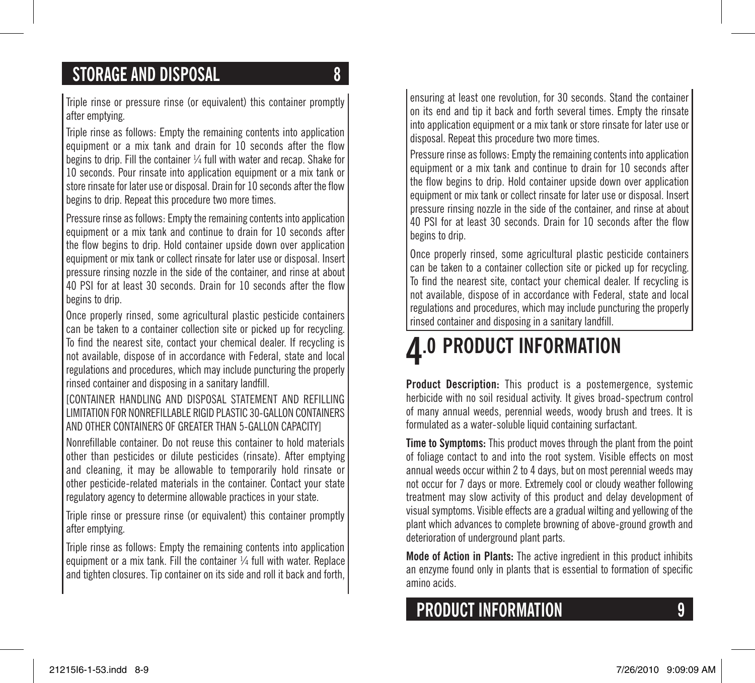## STORAGE AND DISPOSAL

Triple rinse or pressure rinse (or equivalent) this container promptly after emptying.

Triple rinse as follows: Empty the remaining contents into application equipment or a mix tank and drain for 10 seconds after the flow begins to drip. Fill the container ¼ full with water and recap. Shake for 10 seconds. Pour rinsate into application equipment or a mix tank or store rinsate for later use or disposal. Drain for 10 seconds after the flow begins to drip. Repeat this procedure two more times.

Pressure rinse as follows: Empty the remaining contents into application equipment or a mix tank and continue to drain for 10 seconds after the flow begins to drip. Hold container upside down over application equipment or mix tank or collect rinsate for later use or disposal. Insert pressure rinsing nozzle in the side of the container, and rinse at about 40 PSI for at least 30 seconds. Drain for 10 seconds after the flow begins to drip.

Once properly rinsed, some agricultural plastic pesticide containers can be taken to a container collection site or picked up for recycling. To find the nearest site, contact your chemical dealer. If recycling is not available, dispose of in accordance with Federal, state and local regulations and procedures, which may include puncturing the properly rinsed container and disposing in a sanitary landfill.

[CONTAINER HANDLING AND DISPOSAL STATEMENT AND REFILLING LIMITATION FOR NONREFILLABLE RIGID PLASTIC 30-GALLON CONTAINERS AND OTHER CONTAINERS OF GREATER THAN 5-GALLON CAPACITY]

Nonrefillable container. Do not reuse this container to hold materials other than pesticides or dilute pesticides (rinsate). After emptying and cleaning, it may be allowable to temporarily hold rinsate or other pesticide-related materials in the container. Contact your state regulatory agency to determine allowable practices in your state.

Triple rinse or pressure rinse (or equivalent) this container promptly after emptying.

Triple rinse as follows: Empty the remaining contents into application equipment or a mix tank. Fill the container ¼ full with water. Replace and tighten closures. Tip container on its side and roll it back and forth, ensuring at least one revolution, for 30 seconds. Stand the container on its end and tip it back and forth several times. Empty the rinsate into application equipment or a mix tank or store rinsate for later use or disposal. Repeat this procedure two more times.

Pressure rinse as follows: Empty the remaining contents into application equipment or a mix tank and continue to drain for 10 seconds after the flow begins to drip. Hold container upside down over application equipment or mix tank or collect rinsate for later use or disposal. Insert pressure rinsing nozzle in the side of the container, and rinse at about 40 PSI for at least 30 seconds. Drain for 10 seconds after the flow begins to drip.

Once properly rinsed, some agricultural plastic pesticide containers can be taken to a container collection site or picked up for recycling. To find the nearest site, contact your chemical dealer. If recycling is not available, dispose of in accordance with Federal, state and local regulations and procedures, which may include puncturing the properly rinsed container and disposing in a sanitary landfill.

# 4.0 PRODUCT INFORMATION

**Product Description:** This product is a postemergence, systemic herbicide with no soil residual activity. It gives broad-spectrum control of many annual weeds, perennial weeds, woody brush and trees. It is formulated as a water-soluble liquid containing surfactant.

**Time to Symptoms:** This product moves through the plant from the point of foliage contact to and into the root system. Visible effects on most annual weeds occur within 2 to 4 days, but on most perennial weeds may not occur for 7 days or more. Extremely cool or cloudy weather following treatment may slow activity of this product and delay development of visual symptoms. Visible effects are a gradual wilting and yellowing of the plant which advances to complete browning of above-ground growth and deterioration of underground plant parts.

**Mode of Action in Plants:** The active ingredient in this product inhibits an enzyme found only in plants that is essential to formation of specific amino acids.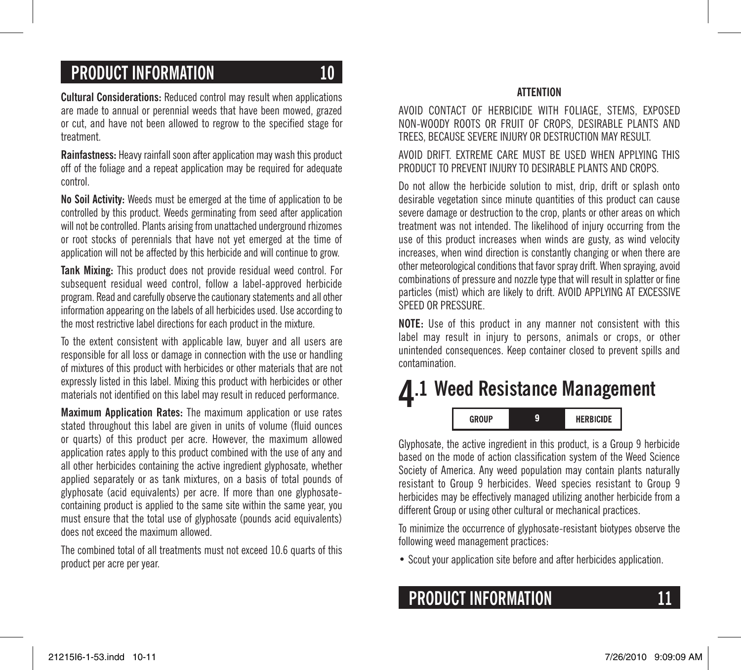**Cultural Considerations:** Reduced control may result when applications are made to annual or perennial weeds that have been mowed, grazed or cut, and have not been allowed to regrow to the specified stage for treatment.

**Rainfastness:** Heavy rainfall soon after application may wash this product off of the foliage and a repeat application may be required for adequate control.

**No Soil Activity:** Weeds must be emerged at the time of application to be controlled by this product. Weeds germinating from seed after application will not be controlled. Plants arising from unattached underground rhizomes or root stocks of perennials that have not yet emerged at the time of application will not be affected by this herbicide and will continue to grow.

**Tank Mixing:** This product does not provide residual weed control. For subsequent residual weed control, follow a label-approved herbicide program. Read and carefully observe the cautionary statements and all other information appearing on the labels of all herbicides used. Use according to the most restrictive label directions for each product in the mixture.

To the extent consistent with applicable law, buyer and all users are responsible for all loss or damage in connection with the use or handling of mixtures of this product with herbicides or other materials that are not expressly listed in this label. Mixing this product with herbicides or other materials not identified on this label may result in reduced performance.

**Maximum Application Rates:** The maximum application or use rates stated throughout this label are given in units of volume (fluid ounces or quarts) of this product per acre. However, the maximum allowed application rates apply to this product combined with the use of any and all other herbicides containing the active ingredient glyphosate, whether applied separately or as tank mixtures, on a basis of total pounds of glyphosate (acid equivalents) per acre. If more than one glyphosate-containing product is applied to the same site within the same year, you must ensure that the total use of glyphosate (pounds acid equivalents) does not exceed the maximum allowed.

The combined total of all treatments must not exceed 10.6 quarts of this product per acre per year.

**ATTENTION**

AVOID CONTACT OF HERBICIDE WITH FOLIAGE, STEMS, EXPOSED NON-WOODY ROOTS OR FRUIT OF CROPS, DESIRABLE PLANTS AND TREES, BECAUSE SEVERE INJURY OR DESTRUCTION MAY RESULT.

AVOID DRIFT. EXTREME CARE MUST BE USED WHEN APPLYING THIS PRODUCT TO PREVENT INJURY TO DESIRABLE PLANTS AND CROPS.

Do not allow the herbicide solution to mist, drip, drift or splash onto desirable vegetation since minute quantities of this product can cause severe damage or destruction to the crop, plants or other areas on which treatment was not intended. The likelihood of injury occurring from the use of this product increases when winds are gusty, as wind velocity increases, when wind direction is constantly changing or when there are other meteorological conditions that favor spray drift. When spraying, avoid combinations of pressure and nozzle type that will result in splatter or fine particles (mist) which are likely to drift. AVOID APPLYING AT EXCESSIVE SPEED OR PRESSURE.

**NOTE:** Use of this product in any manner not consistent with this label may result in injury to persons, animals or crops, or other unintended consequences. Keep container closed to prevent spills and contamination.

## 4.1 Weed Resistance Management

| GROUP | 9 | HERBICIDE |
|---|---|---|

Glyphosate, the active ingredient in this product, is a Group 9 herbicide based on the mode of action classification system of the Weed Science Society of America. Any weed population may contain plants naturally resistant to Group 9 herbicides. Weed species resistant to Group 9 herbicides may be effectively managed utilizing another herbicide from a different Group or using other cultural or mechanical practices.

To minimize the occurrence of glyphosate-resistant biotypes observe the following weed management practices:

- Scout your application site before and after herbicides application.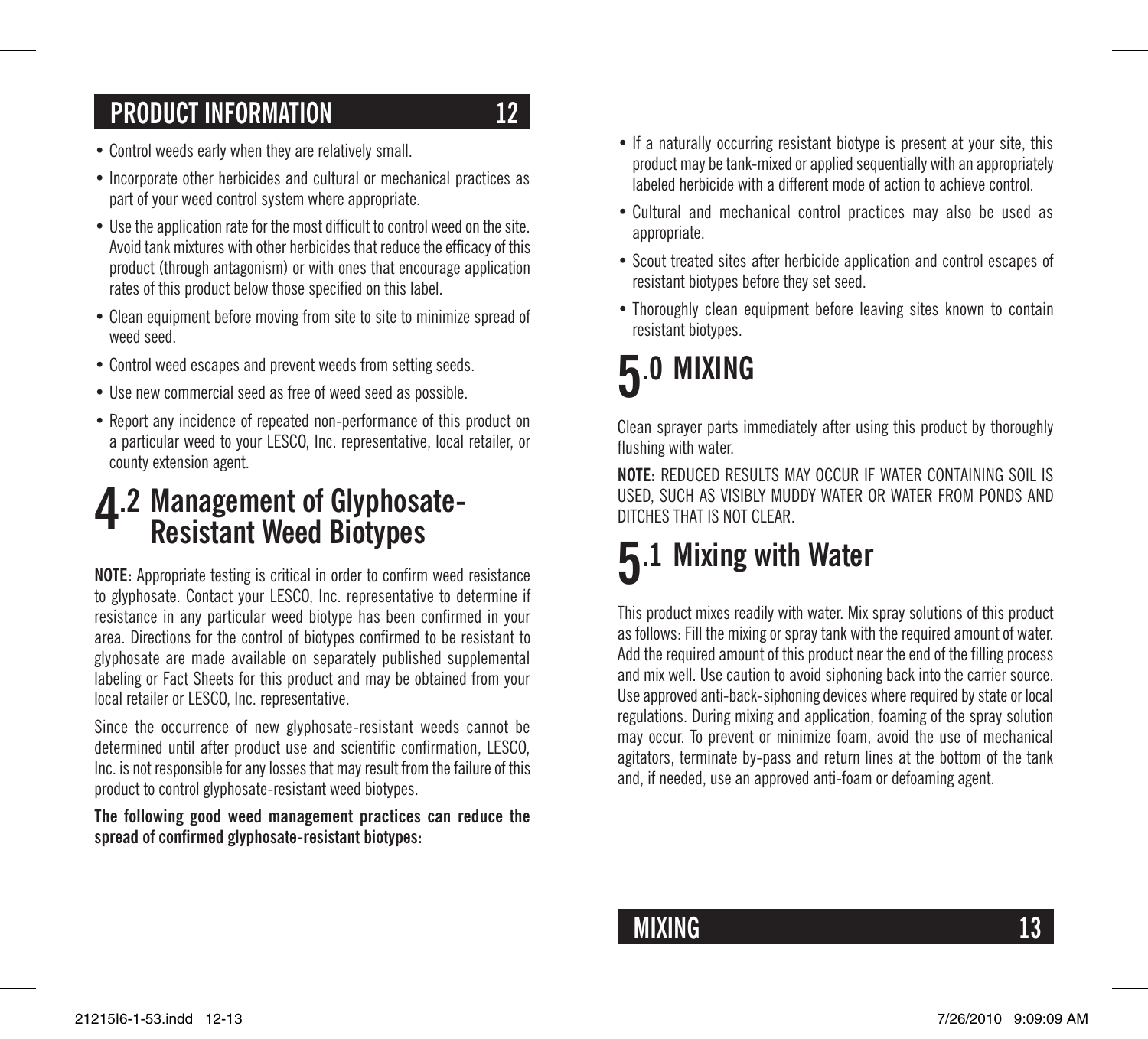- Control weeds early when they are relatively small.
- Incorporate other herbicides and cultural or mechanical practices as part of your weed control system where appropriate.
- Use the application rate for the most difficult to control weed on the site. Avoid tank mixtures with other herbicides that reduce the efficacy of this product (through antagonism) or with ones that encourage application rates of this product below those specified on this label.
- Clean equipment before moving from site to site to minimize spread of weed seed.
- Control weed escapes and prevent weeds from setting seeds.
- Use new commercial seed as free of weed seed as possible.
- Report any incidence of repeated non-performance of this product on a particular weed to your LESCO, Inc. representative, local retailer, or county extension agent.

## 4.2 Management of Glyphosate-Resistant Weed Biotypes

**NOTE:** Appropriate testing is critical in order to confirm weed resistance to glyphosate. Contact your LESCO, Inc. representative to determine if resistance in any particular weed biotype has been confirmed in your area. Directions for the control of biotypes confirmed to be resistant to glyphosate are made available on separately published supplemental labeling or Fact Sheets for this product and may be obtained from your local retailer or LESCO, Inc. representative.

Since the occurrence of new glyphosate-resistant weeds cannot be determined until after product use and scientific confirmation, LESCO, Inc. is not responsible for any losses that may result from the failure of this product to control glyphosate-resistant weed biotypes.

**The following good weed management practices can reduce the spread of confirmed glyphosate-resistant biotypes:**

- If a naturally occurring resistant biotype is present at your site, this product may be tank-mixed or applied sequentially with an appropriately labeled herbicide with a different mode of action to achieve control.
- Cultural and mechanical control practices may also be used as appropriate.
- Scout treated sites after herbicide application and control escapes of resistant biotypes before they set seed.
- Thoroughly clean equipment before leaving sites known to contain resistant biotypes.

# 5.0 MIXING

Clean sprayer parts immediately after using this product by thoroughly flushing with water.

**NOTE:** REDUCED RESULTS MAY OCCUR IF WATER CONTAINING SOIL IS USED, SUCH AS VISIBLY MUDDY WATER OR WATER FROM PONDS AND DITCHES THAT IS NOT CLEAR.

## 5.1 Mixing with Water

This product mixes readily with water. Mix spray solutions of this product as follows: Fill the mixing or spray tank with the required amount of water. Add the required amount of this product near the end of the filling process and mix well. Use caution to avoid siphoning back into the carrier source. Use approved anti-back-siphoning devices where required by state or local regulations. During mixing and application, foaming of the spray solution may occur. To prevent or minimize foam, avoid the use of mechanical agitators, terminate by-pass and return lines at the bottom of the tank and, if needed, use an approved anti-foam or defoaming agent.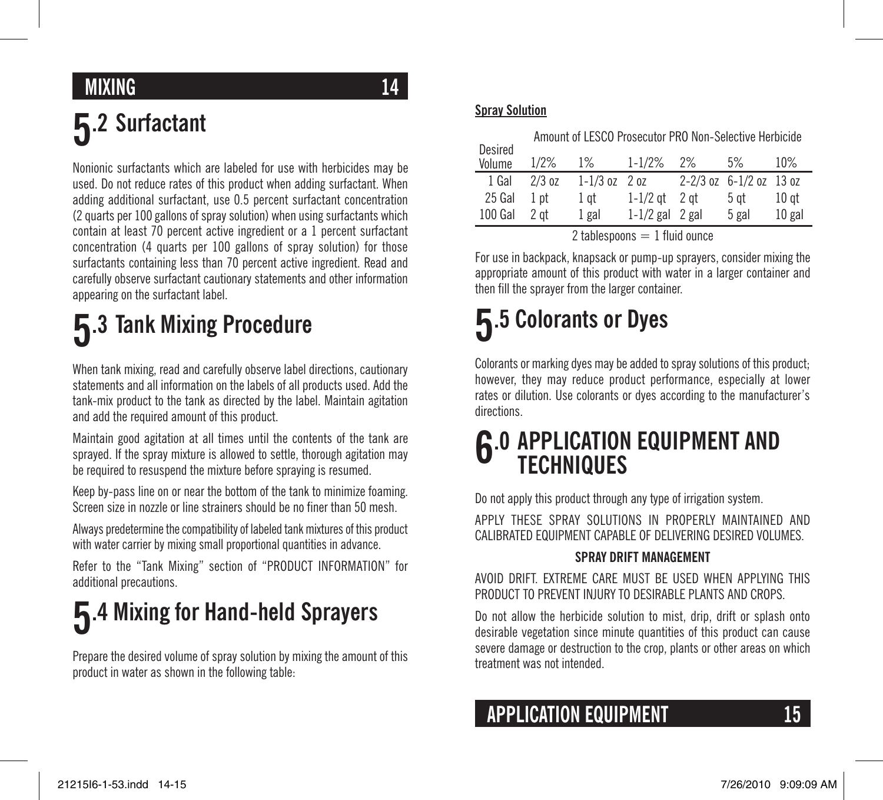## 5.2 Surfactant

Nonionic surfactants which are labeled for use with herbicides may be used. Do not reduce rates of this product when adding surfactant. When adding additional surfactant, use 0.5 percent surfactant concentration (2 quarts per 100 gallons of spray solution) when using surfactants which contain at least 70 percent active ingredient or a 1 percent surfactant concentration (4 quarts per 100 gallons of spray solution) for those surfactants containing less than 70 percent active ingredient. Read and carefully observe surfactant cautionary statements and other information appearing on the surfactant label.

## 5.3 Tank Mixing Procedure

When tank mixing, read and carefully observe label directions, cautionary statements and all information on the labels of all products used. Add the tank-mix product to the tank as directed by the label. Maintain agitation and add the required amount of this product.

Maintain good agitation at all times until the contents of the tank are sprayed. If the spray mixture is allowed to settle, thorough agitation may be required to resuspend the mixture before spraying is resumed.

Keep by-pass line on or near the bottom of the tank to minimize foaming. Screen size in nozzle or line strainers should be no finer than 50 mesh.

Always predetermine the compatibility of labeled tank mixtures of this product with water carrier by mixing small proportional quantities in advance.

Refer to the "Tank Mixing" section of "PRODUCT INFORMATION" for additional precautions.

## 5.4 Mixing for Hand-held Sprayers

Prepare the desired volume of spray solution by mixing the amount of this product in water as shown in the following table:

**Spray Solution**

| Desired Volume | Amount of LESCO Prosecutor PRO Non-Selective Herbicide | | | | | |
|---|---|---|---|---|---|---|
| | 1/2% | 1% | 1-1/2% | 2% | 5% | 10% |
| 1 Gal | 2/3 oz | 1-1/3 oz | 2 oz | 2-2/3 oz | 6-1/2 oz | 13 oz |
| 25 Gal | 1 pt | 1 qt | 1-1/2 qt | 2 qt | 5 qt | 10 qt |
| 100 Gal | 2 qt | 1 gal | 1-1/2 gal | 2 gal | 5 gal | 10 gal |

2 tablespoons = 1 fluid ounce

For use in backpack, knapsack or pump-up sprayers, consider mixing the appropriate amount of this product with water in a larger container and then fill the sprayer from the larger container.

## 5.5 Colorants or Dyes

Colorants or marking dyes may be added to spray solutions of this product; however, they may reduce product performance, especially at lower rates or dilution. Use colorants or dyes according to the manufacturer's directions.

# 6.0 APPLICATION EQUIPMENT AND TECHNIQUES

Do not apply this product through any type of irrigation system.

APPLY THESE SPRAY SOLUTIONS IN PROPERLY MAINTAINED AND CALIBRATED EQUIPMENT CAPABLE OF DELIVERING DESIRED VOLUMES.

**SPRAY DRIFT MANAGEMENT**

AVOID DRIFT. EXTREME CARE MUST BE USED WHEN APPLYING THIS PRODUCT TO PREVENT INJURY TO DESIRABLE PLANTS AND CROPS.

Do not allow the herbicide solution to mist, drip, drift or splash onto desirable vegetation since minute quantities of this product can cause severe damage or destruction to the crop, plants or other areas on which treatment was not intended.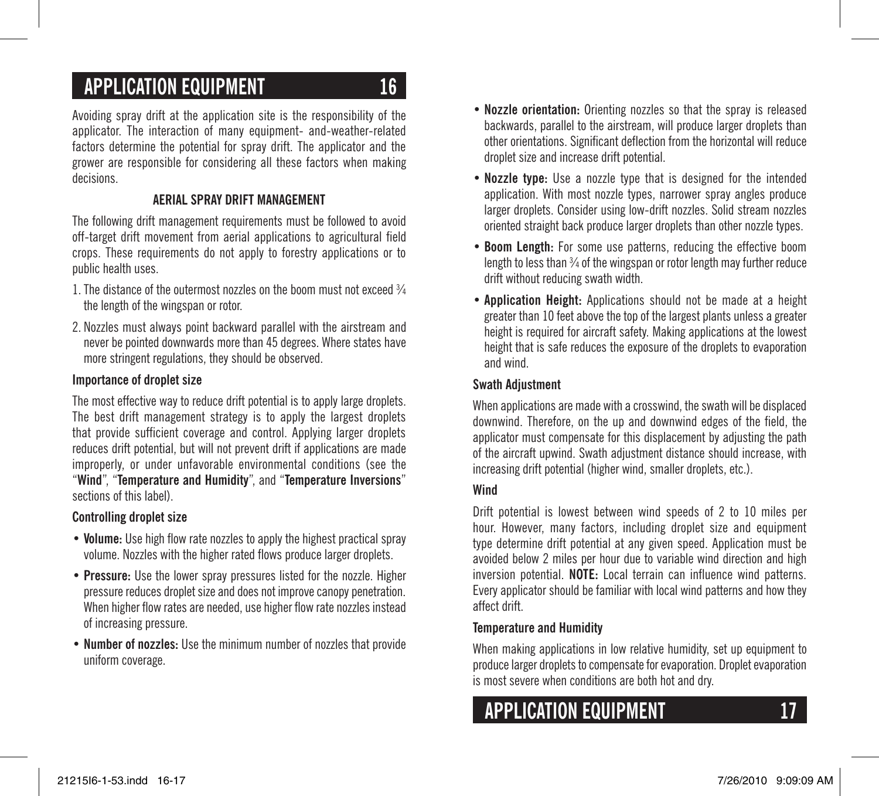Avoiding spray drift at the application site is the responsibility of the applicator. The interaction of many equipment- and-weather-related factors determine the potential for spray drift. The applicator and the grower are responsible for considering all these factors when making decisions.

### AERIAL SPRAY DRIFT MANAGEMENT

The following drift management requirements must be followed to avoid off-target drift movement from aerial applications to agricultural field crops. These requirements do not apply to forestry applications or to public health uses.

1. The distance of the outermost nozzles on the boom must not exceed ¾ the length of the wingspan or rotor.
2. Nozzles must always point backward parallel with the airstream and never be pointed downwards more than 45 degrees. Where states have more stringent regulations, they should be observed.

#### Importance of droplet size

The most effective way to reduce drift potential is to apply large droplets. The best drift management strategy is to apply the largest droplets that provide sufficient coverage and control. Applying larger droplets reduces drift potential, but will not prevent drift if applications are made improperly, or under unfavorable environmental conditions (see the "**Wind**", "**Temperature and Humidity**", and "**Temperature Inversions**" sections of this label).

#### Controlling droplet size

- **Volume:** Use high flow rate nozzles to apply the highest practical spray volume. Nozzles with the higher rated flows produce larger droplets.
- **Pressure:** Use the lower spray pressures listed for the nozzle. Higher pressure reduces droplet size and does not improve canopy penetration. When higher flow rates are needed, use higher flow rate nozzles instead of increasing pressure.
- **Number of nozzles:** Use the minimum number of nozzles that provide uniform coverage.
- **Nozzle orientation:** Orienting nozzles so that the spray is released backwards, parallel to the airstream, will produce larger droplets than other orientations. Significant deflection from the horizontal will reduce droplet size and increase drift potential.
- **Nozzle type:** Use a nozzle type that is designed for the intended application. With most nozzle types, narrower spray angles produce larger droplets. Consider using low-drift nozzles. Solid stream nozzles oriented straight back produce larger droplets than other nozzle types.
- **Boom Length:** For some use patterns, reducing the effective boom length to less than ¾ of the wingspan or rotor length may further reduce drift without reducing swath width.
- **Application Height:** Applications should not be made at a height greater than 10 feet above the top of the largest plants unless a greater height is required for aircraft safety. Making applications at the lowest height that is safe reduces the exposure of the droplets to evaporation and wind.

#### Swath Adjustment

When applications are made with a crosswind, the swath will be displaced downwind. Therefore, on the up and downwind edges of the field, the applicator must compensate for this displacement by adjusting the path of the aircraft upwind. Swath adjustment distance should increase, with increasing drift potential (higher wind, smaller droplets, etc.).

#### Wind

Drift potential is lowest between wind speeds of 2 to 10 miles per hour. However, many factors, including droplet size and equipment type determine drift potential at any given speed. Application must be avoided below 2 miles per hour due to variable wind direction and high inversion potential. **NOTE:** Local terrain can influence wind patterns. Every applicator should be familiar with local wind patterns and how they affect drift.

#### Temperature and Humidity

When making applications in low relative humidity, set up equipment to produce larger droplets to compensate for evaporation. Droplet evaporation is most severe when conditions are both hot and dry.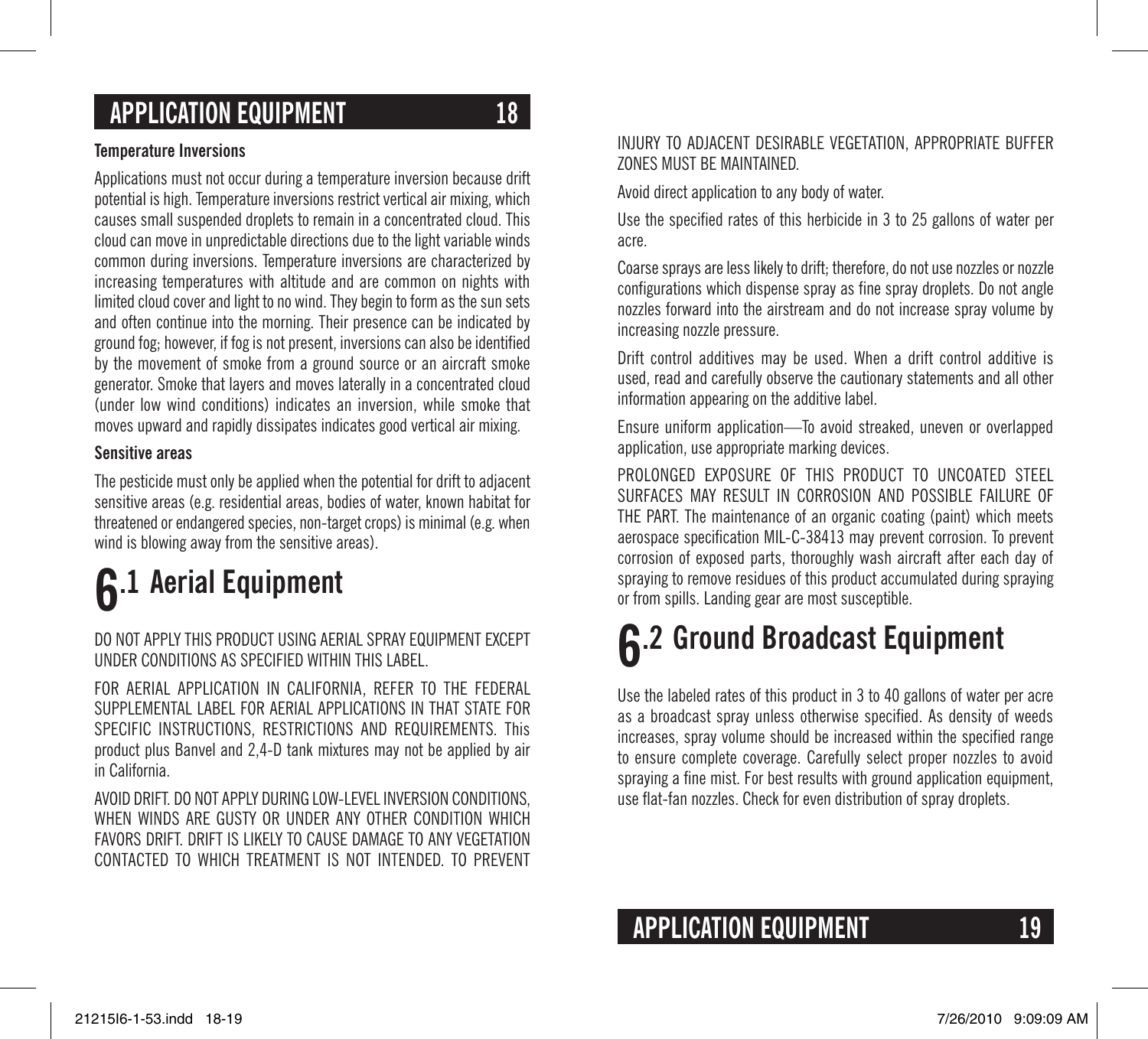#### Temperature Inversions

Applications must not occur during a temperature inversion because drift potential is high. Temperature inversions restrict vertical air mixing, which causes small suspended droplets to remain in a concentrated cloud. This cloud can move in unpredictable directions due to the light variable winds common during inversions. Temperature inversions are characterized by increasing temperatures with altitude and are common on nights with limited cloud cover and light to no wind. They begin to form as the sun sets and often continue into the morning. Their presence can be indicated by ground fog; however, if fog is not present, inversions can also be identified by the movement of smoke from a ground source or an aircraft smoke generator. Smoke that layers and moves laterally in a concentrated cloud (under low wind conditions) indicates an inversion, while smoke that moves upward and rapidly dissipates indicates good vertical air mixing.

#### Sensitive areas

The pesticide must only be applied when the potential for drift to adjacent sensitive areas (e.g. residential areas, bodies of water, known habitat for threatened or endangered species, non-target crops) is minimal (e.g. when wind is blowing away from the sensitive areas).

## 6.1 Aerial Equipment

DO NOT APPLY THIS PRODUCT USING AERIAL SPRAY EQUIPMENT EXCEPT UNDER CONDITIONS AS SPECIFIED WITHIN THIS LABEL.

FOR AERIAL APPLICATION IN CALIFORNIA, REFER TO THE FEDERAL SUPPLEMENTAL LABEL FOR AERIAL APPLICATIONS IN THAT STATE FOR SPECIFIC INSTRUCTIONS, RESTRICTIONS AND REQUIREMENTS. This product plus Banvel and 2,4-D tank mixtures may not be applied by air in California.

AVOID DRIFT. DO NOT APPLY DURING LOW-LEVEL INVERSION CONDITIONS, WHEN WINDS ARE GUSTY OR UNDER ANY OTHER CONDITION WHICH FAVORS DRIFT. DRIFT IS LIKELY TO CAUSE DAMAGE TO ANY VEGETATION CONTACTED TO WHICH TREATMENT IS NOT INTENDED. TO PREVENT INJURY TO ADJACENT DESIRABLE VEGETATION, APPROPRIATE BUFFER ZONES MUST BE MAINTAINED.

Avoid direct application to any body of water.

Use the specified rates of this herbicide in 3 to 25 gallons of water per acre.

Coarse sprays are less likely to drift; therefore, do not use nozzles or nozzle configurations which dispense spray as fine spray droplets. Do not angle nozzles forward into the airstream and do not increase spray volume by increasing nozzle pressure.

Drift control additives may be used. When a drift control additive is used, read and carefully observe the cautionary statements and all other information appearing on the additive label.

Ensure uniform application—To avoid streaked, uneven or overlapped application, use appropriate marking devices.

PROLONGED EXPOSURE OF THIS PRODUCT TO UNCOATED STEEL SURFACES MAY RESULT IN CORROSION AND POSSIBLE FAILURE OF THE PART. The maintenance of an organic coating (paint) which meets aerospace specification MIL-C-38413 may prevent corrosion. To prevent corrosion of exposed parts, thoroughly wash aircraft after each day of spraying to remove residues of this product accumulated during spraying or from spills. Landing gear are most susceptible.

## 6.2 Ground Broadcast Equipment

Use the labeled rates of this product in 3 to 40 gallons of water per acre as a broadcast spray unless otherwise specified. As density of weeds increases, spray volume should be increased within the specified range to ensure complete coverage. Carefully select proper nozzles to avoid spraying a fine mist. For best results with ground application equipment, use flat-fan nozzles. Check for even distribution of spray droplets.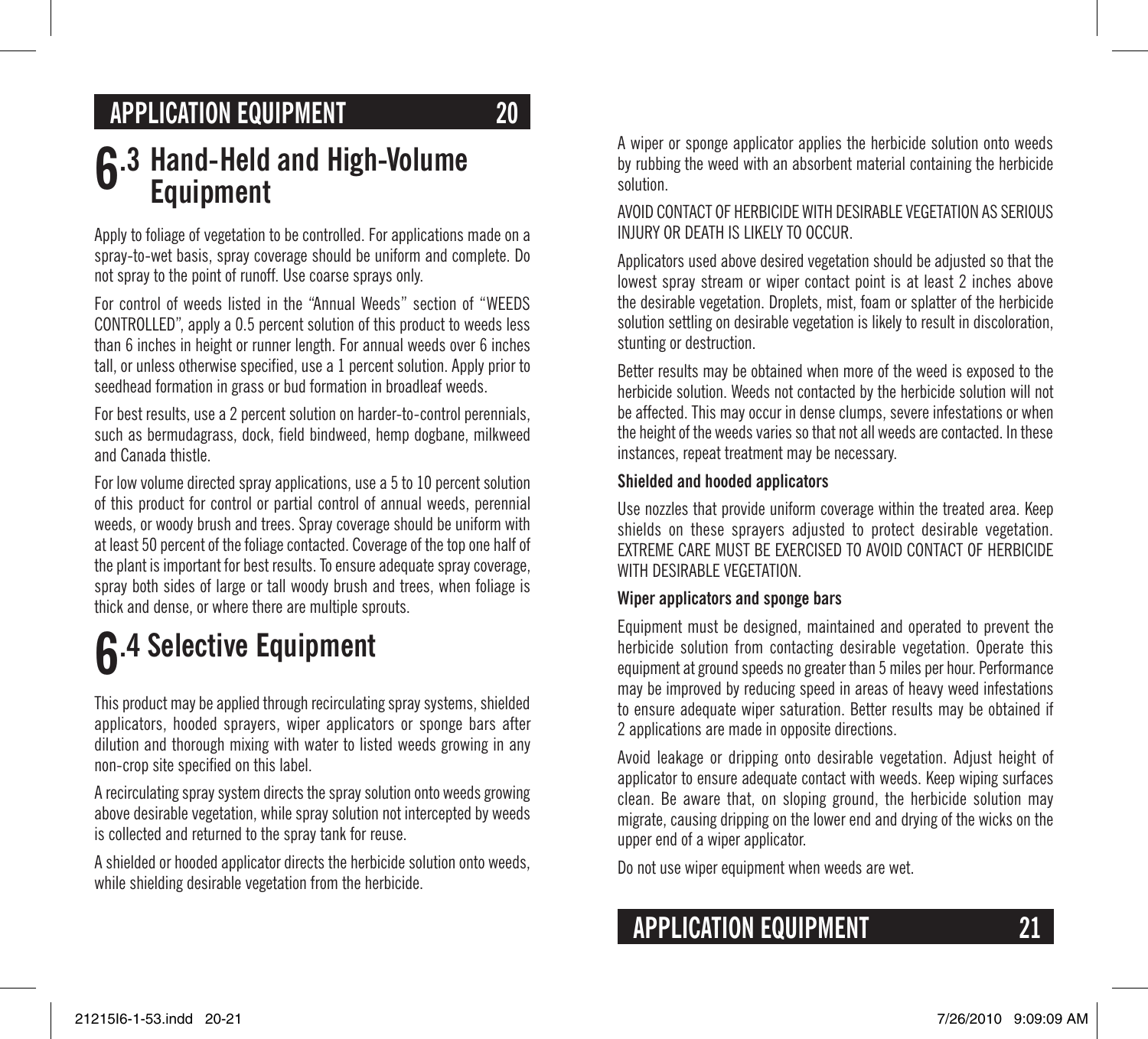## 6.3 Hand-Held and High-Volume Equipment

Apply to foliage of vegetation to be controlled. For applications made on a spray-to-wet basis, spray coverage should be uniform and complete. Do not spray to the point of runoff. Use coarse sprays only.

For control of weeds listed in the "Annual Weeds" section of "WEEDS CONTROLLED", apply a 0.5 percent solution of this product to weeds less than 6 inches in height or runner length. For annual weeds over 6 inches tall, or unless otherwise specified, use a 1 percent solution. Apply prior to seedhead formation in grass or bud formation in broadleaf weeds.

For best results, use a 2 percent solution on harder-to-control perennials, such as bermudagrass, dock, field bindweed, hemp dogbane, milkweed and Canada thistle.

For low volume directed spray applications, use a 5 to 10 percent solution of this product for control or partial control of annual weeds, perennial weeds, or woody brush and trees. Spray coverage should be uniform with at least 50 percent of the foliage contacted. Coverage of the top one half of the plant is important for best results. To ensure adequate spray coverage, spray both sides of large or tall woody brush and trees, when foliage is thick and dense, or where there are multiple sprouts.

## 6.4 Selective Equipment

This product may be applied through recirculating spray systems, shielded applicators, hooded sprayers, wiper applicators or sponge bars after dilution and thorough mixing with water to listed weeds growing in any non-crop site specified on this label.

A recirculating spray system directs the spray solution onto weeds growing above desirable vegetation, while spray solution not intercepted by weeds is collected and returned to the spray tank for reuse.

A shielded or hooded applicator directs the herbicide solution onto weeds, while shielding desirable vegetation from the herbicide.

A wiper or sponge applicator applies the herbicide solution onto weeds by rubbing the weed with an absorbent material containing the herbicide solution.

AVOID CONTACT OF HERBICIDE WITH DESIRABLE VEGETATION AS SERIOUS INJURY OR DEATH IS LIKELY TO OCCUR.

Applicators used above desired vegetation should be adjusted so that the lowest spray stream or wiper contact point is at least 2 inches above the desirable vegetation. Droplets, mist, foam or splatter of the herbicide solution settling on desirable vegetation is likely to result in discoloration, stunting or destruction.

Better results may be obtained when more of the weed is exposed to the herbicide solution. Weeds not contacted by the herbicide solution will not be affected. This may occur in dense clumps, severe infestations or when the height of the weeds varies so that not all weeds are contacted. In these instances, repeat treatment may be necessary.

**Shielded and hooded applicators**

Use nozzles that provide uniform coverage within the treated area. Keep shields on these sprayers adjusted to protect desirable vegetation. EXTREME CARE MUST BE EXERCISED TO AVOID CONTACT OF HERBICIDE WITH DESIRABLE VEGETATION.

**Wiper applicators and sponge bars**

Equipment must be designed, maintained and operated to prevent the herbicide solution from contacting desirable vegetation. Operate this equipment at ground speeds no greater than 5 miles per hour. Performance may be improved by reducing speed in areas of heavy weed infestations to ensure adequate wiper saturation. Better results may be obtained if 2 applications are made in opposite directions.

Avoid leakage or dripping onto desirable vegetation. Adjust height of applicator to ensure adequate contact with weeds. Keep wiping surfaces clean. Be aware that, on sloping ground, the herbicide solution may migrate, causing dripping on the lower end and drying of the wicks on the upper end of a wiper applicator.

Do not use wiper equipment when weeds are wet.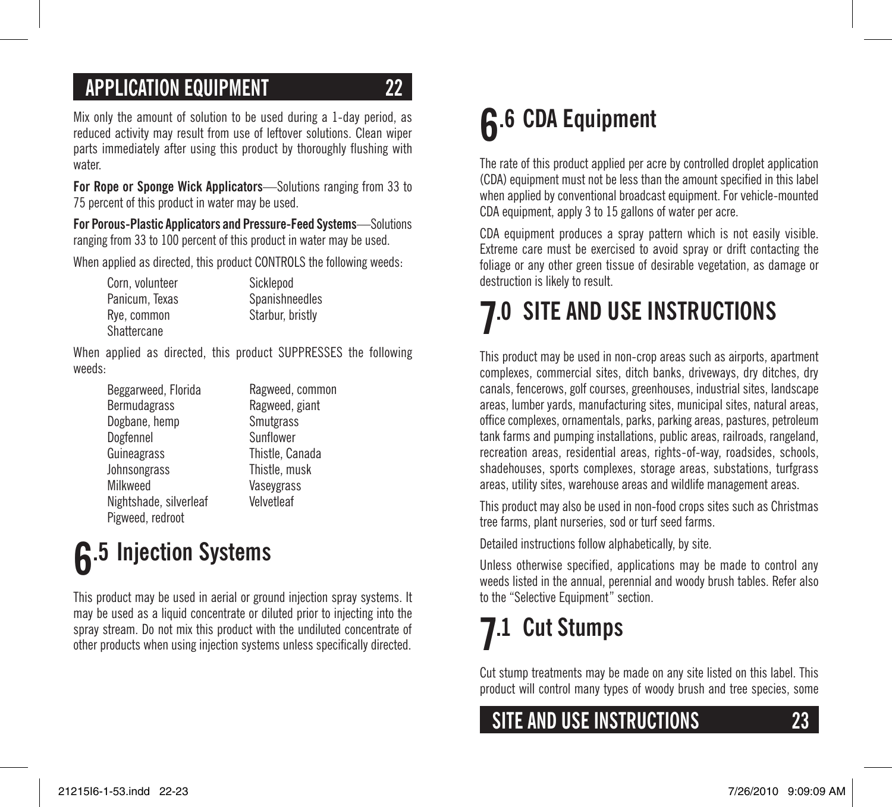Mix only the amount of solution to be used during a 1-day period, as reduced activity may result from use of leftover solutions. Clean wiper parts immediately after using this product by thoroughly flushing with water.

**For Rope or Sponge Wick Applicators**—Solutions ranging from 33 to 75 percent of this product in water may be used.

**For Porous-Plastic Applicators and Pressure-Feed Systems**—Solutions ranging from 33 to 100 percent of this product in water may be used.

When applied as directed, this product CONTROLS the following weeds:

| | |
|---|---|
| Corn, volunteer | Sicklepod |
| Panicum, Texas | Spanishneedles |
| Rye, common | Starbur, bristly |
| Shattercane | |

When applied as directed, this product SUPPRESSES the following weeds:

| | |
|---|---|
| Beggarweed, Florida | Ragweed, common |
| Bermudagrass | Ragweed, giant |
| Dogbane, hemp | Smutgrass |
| Dogfennel | Sunflower |
| Guineagrass | Thistle, Canada |
| Johnsongrass | Thistle, musk |
| Milkweed | Vaseygrass |
| Nightshade, silverleaf | Velvetleaf |
| Pigweed, redroot | |

## 6.5 Injection Systems

This product may be used in aerial or ground injection spray systems. It may be used as a liquid concentrate or diluted prior to injecting into the spray stream. Do not mix this product with the undiluted concentrate of other products when using injection systems unless specifically directed.

## 6.6 CDA Equipment

The rate of this product applied per acre by controlled droplet application (CDA) equipment must not be less than the amount specified in this label when applied by conventional broadcast equipment. For vehicle-mounted CDA equipment, apply 3 to 15 gallons of water per acre.

CDA equipment produces a spray pattern which is not easily visible. Extreme care must be exercised to avoid spray or drift contacting the foliage or any other green tissue of desirable vegetation, as damage or destruction is likely to result.

# 7.0 SITE AND USE INSTRUCTIONS

This product may be used in non-crop areas such as airports, apartment complexes, commercial sites, ditch banks, driveways, dry ditches, dry canals, fencerows, golf courses, greenhouses, industrial sites, landscape areas, lumber yards, manufacturing sites, municipal sites, natural areas, office complexes, ornamentals, parks, parking areas, pastures, petroleum tank farms and pumping installations, public areas, railroads, rangeland, recreation areas, residential areas, rights-of-way, roadsides, schools, shadehouses, sports complexes, storage areas, substations, turfgrass areas, utility sites, warehouse areas and wildlife management areas.

This product may also be used in non-food crops sites such as Christmas tree farms, plant nurseries, sod or turf seed farms.

Detailed instructions follow alphabetically, by site.

Unless otherwise specified, applications may be made to control any weeds listed in the annual, perennial and woody brush tables. Refer also to the "Selective Equipment" section.

## 7.1 Cut Stumps

Cut stump treatments may be made on any site listed on this label. This product will control many types of woody brush and tree species, some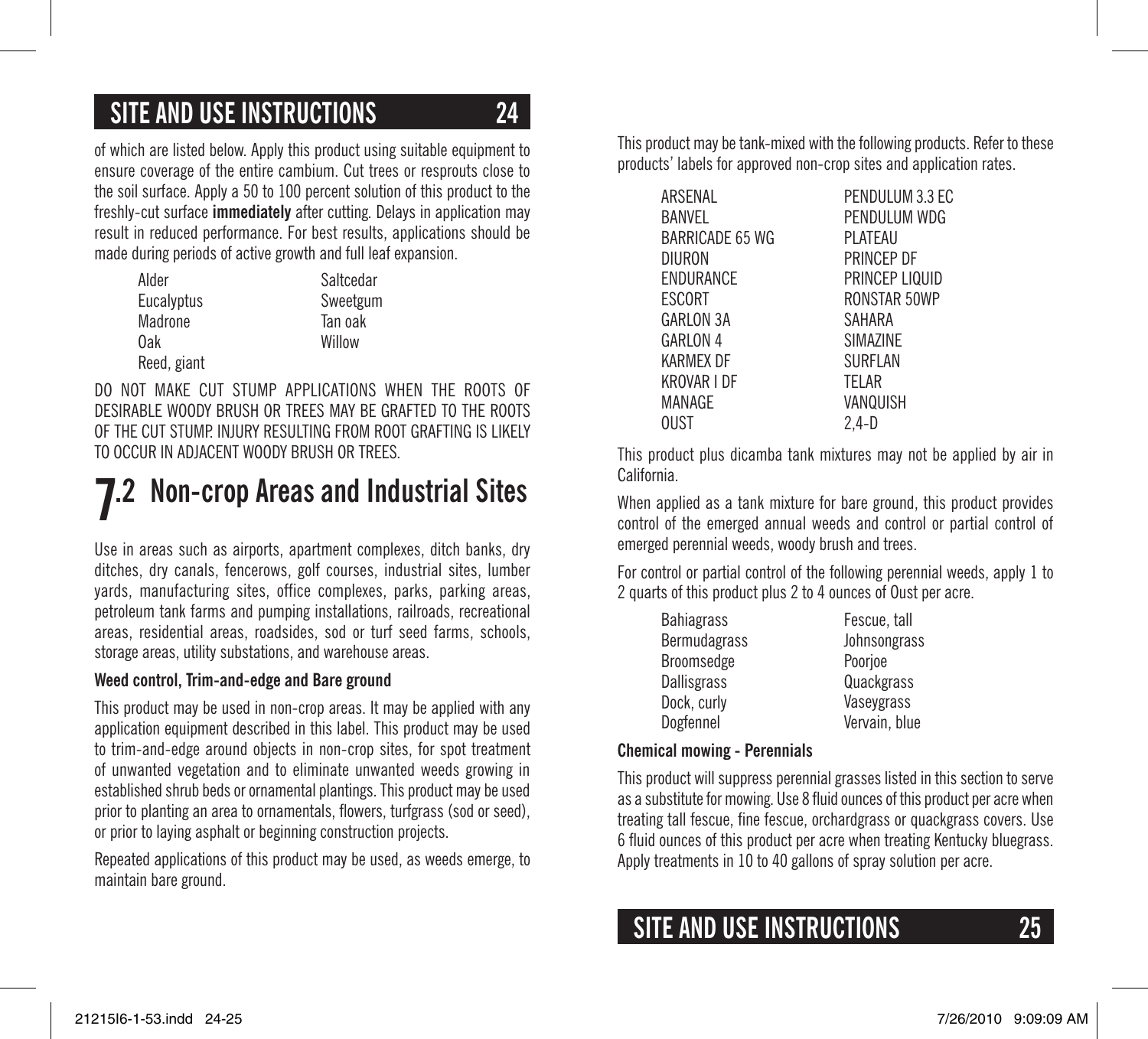of which are listed below. Apply this product using suitable equipment to ensure coverage of the entire cambium. Cut trees or resprouts close to the soil surface. Apply a 50 to 100 percent solution of this product to the freshly-cut surface **immediately** after cutting. Delays in application may result in reduced performance. For best results, applications should be made during periods of active growth and full leaf expansion.

| | |
|---|---|
| Alder | Saltcedar |
| Eucalyptus | Sweetgum |
| Madrone | Tan oak |
| Oak | Willow |
| Reed, giant | |

DO NOT MAKE CUT STUMP APPLICATIONS WHEN THE ROOTS OF DESIRABLE WOODY BRUSH OR TREES MAY BE GRAFTED TO THE ROOTS OF THE CUT STUMP. INJURY RESULTING FROM ROOT GRAFTING IS LIKELY TO OCCUR IN ADJACENT WOODY BRUSH OR TREES.

## 7.2 Non-crop Areas and Industrial Sites

Use in areas such as airports, apartment complexes, ditch banks, dry ditches, dry canals, fencerows, golf courses, industrial sites, lumber yards, manufacturing sites, office complexes, parks, parking areas, petroleum tank farms and pumping installations, railroads, recreational areas, residential areas, roadsides, sod or turf seed farms, schools, storage areas, utility substations, and warehouse areas.

### Weed control, Trim-and-edge and Bare ground

This product may be used in non-crop areas. It may be applied with any application equipment described in this label. This product may be used to trim-and-edge around objects in non-crop sites, for spot treatment of unwanted vegetation and to eliminate unwanted weeds growing in established shrub beds or ornamental plantings. This product may be used prior to planting an area to ornamentals, flowers, turfgrass (sod or seed), or prior to laying asphalt or beginning construction projects.

Repeated applications of this product may be used, as weeds emerge, to maintain bare ground.

This product may be tank-mixed with the following products. Refer to these products' labels for approved non-crop sites and application rates.

| | |
|---|---|
| ARSENAL | PENDULUM 3.3 EC |
| BANVEL | PENDULUM WDG |
| BARRICADE 65 WG | PLATEAU |
| DIURON | PRINCEP DF |
| ENDURANCE | PRINCEP LIQUID |
| ESCORT | RONSTAR 50WP |
| GARLON 3A | SAHARA |
| GARLON 4 | SIMAZINE |
| KARMEX DF | SURFLAN |
| KROVAR I DF | TELAR |
| MANAGE | VANQUISH |
| OUST | 2,4-D |

This product plus dicamba tank mixtures may not be applied by air in California.

When applied as a tank mixture for bare ground, this product provides control of the emerged annual weeds and control or partial control of emerged perennial weeds, woody brush and trees.

For control or partial control of the following perennial weeds, apply 1 to 2 quarts of this product plus 2 to 4 ounces of Oust per acre.

| | |
|---|---|
| Bahiagrass | Fescue, tall |
| Bermudagrass | Johnsongrass |
| Broomsedge | Poorjoe |
| Dallisgrass | Quackgrass |
| Dock, curly | Vaseygrass |
| Dogfennel | Vervain, blue |

### Chemical mowing - Perennials

This product will suppress perennial grasses listed in this section to serve as a substitute for mowing. Use 8 fluid ounces of this product per acre when treating tall fescue, fine fescue, orchardgrass or quackgrass covers. Use 6 fluid ounces of this product per acre when treating Kentucky bluegrass. Apply treatments in 10 to 40 gallons of spray solution per acre.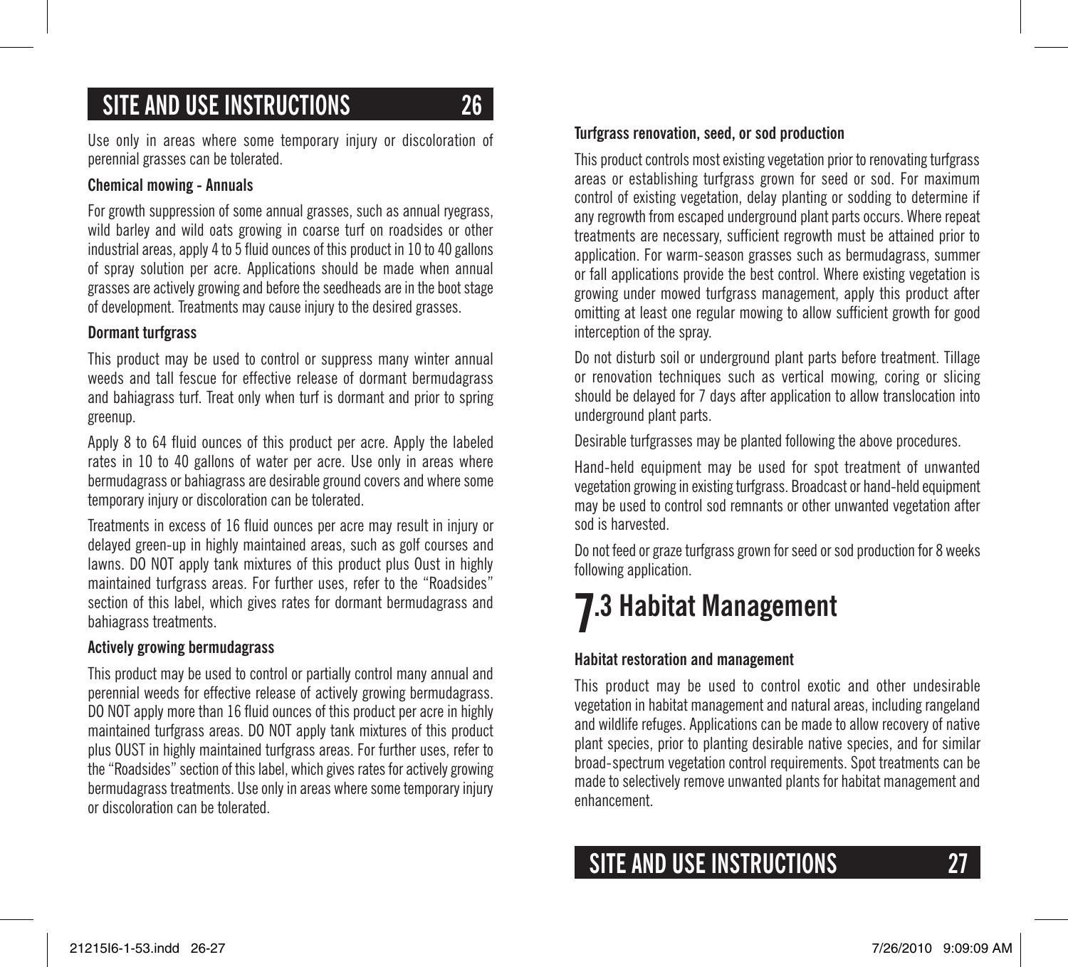Use only in areas where some temporary injury or discoloration of perennial grasses can be tolerated.

**Chemical mowing - Annuals**

For growth suppression of some annual grasses, such as annual ryegrass, wild barley and wild oats growing in coarse turf on roadsides or other industrial areas, apply 4 to 5 fluid ounces of this product in 10 to 40 gallons of spray solution per acre. Applications should be made when annual grasses are actively growing and before the seedheads are in the boot stage of development. Treatments may cause injury to the desired grasses.

**Dormant turfgrass**

This product may be used to control or suppress many winter annual weeds and tall fescue for effective release of dormant bermudagrass and bahiagrass turf. Treat only when turf is dormant and prior to spring greenup.

Apply 8 to 64 fluid ounces of this product per acre. Apply the labeled rates in 10 to 40 gallons of water per acre. Use only in areas where bermudagrass or bahiagrass are desirable ground covers and where some temporary injury or discoloration can be tolerated.

Treatments in excess of 16 fluid ounces per acre may result in injury or delayed green-up in highly maintained areas, such as golf courses and lawns. DO NOT apply tank mixtures of this product plus Oust in highly maintained turfgrass areas. For further uses, refer to the "Roadsides" section of this label, which gives rates for dormant bermudagrass and bahiagrass treatments.

**Actively growing bermudagrass**

This product may be used to control or partially control many annual and perennial weeds for effective release of actively growing bermudagrass. DO NOT apply more than 16 fluid ounces of this product per acre in highly maintained turfgrass areas. DO NOT apply tank mixtures of this product plus OUST in highly maintained turfgrass areas. For further uses, refer to the "Roadsides" section of this label, which gives rates for actively growing bermudagrass treatments. Use only in areas where some temporary injury or discoloration can be tolerated.

**Turfgrass renovation, seed, or sod production**

This product controls most existing vegetation prior to renovating turfgrass areas or establishing turfgrass grown for seed or sod. For maximum control of existing vegetation, delay planting or sodding to determine if any regrowth from escaped underground plant parts occurs. Where repeat treatments are necessary, sufficient regrowth must be attained prior to application. For warm-season grasses such as bermudagrass, summer or fall applications provide the best control. Where existing vegetation is growing under mowed turfgrass management, apply this product after omitting at least one regular mowing to allow sufficient growth for good interception of the spray.

Do not disturb soil or underground plant parts before treatment. Tillage or renovation techniques such as vertical mowing, coring or slicing should be delayed for 7 days after application to allow translocation into underground plant parts.

Desirable turfgrasses may be planted following the above procedures.

Hand-held equipment may be used for spot treatment of unwanted vegetation growing in existing turfgrass. Broadcast or hand-held equipment may be used to control sod remnants or other unwanted vegetation after sod is harvested.

Do not feed or graze turfgrass grown for seed or sod production for 8 weeks following application.

## 7.3 Habitat Management

**Habitat restoration and management**

This product may be used to control exotic and other undesirable vegetation in habitat management and natural areas, including rangeland and wildlife refuges. Applications can be made to allow recovery of native plant species, prior to planting desirable native species, and for similar broad-spectrum vegetation control requirements. Spot treatments can be made to selectively remove unwanted plants for habitat management and enhancement.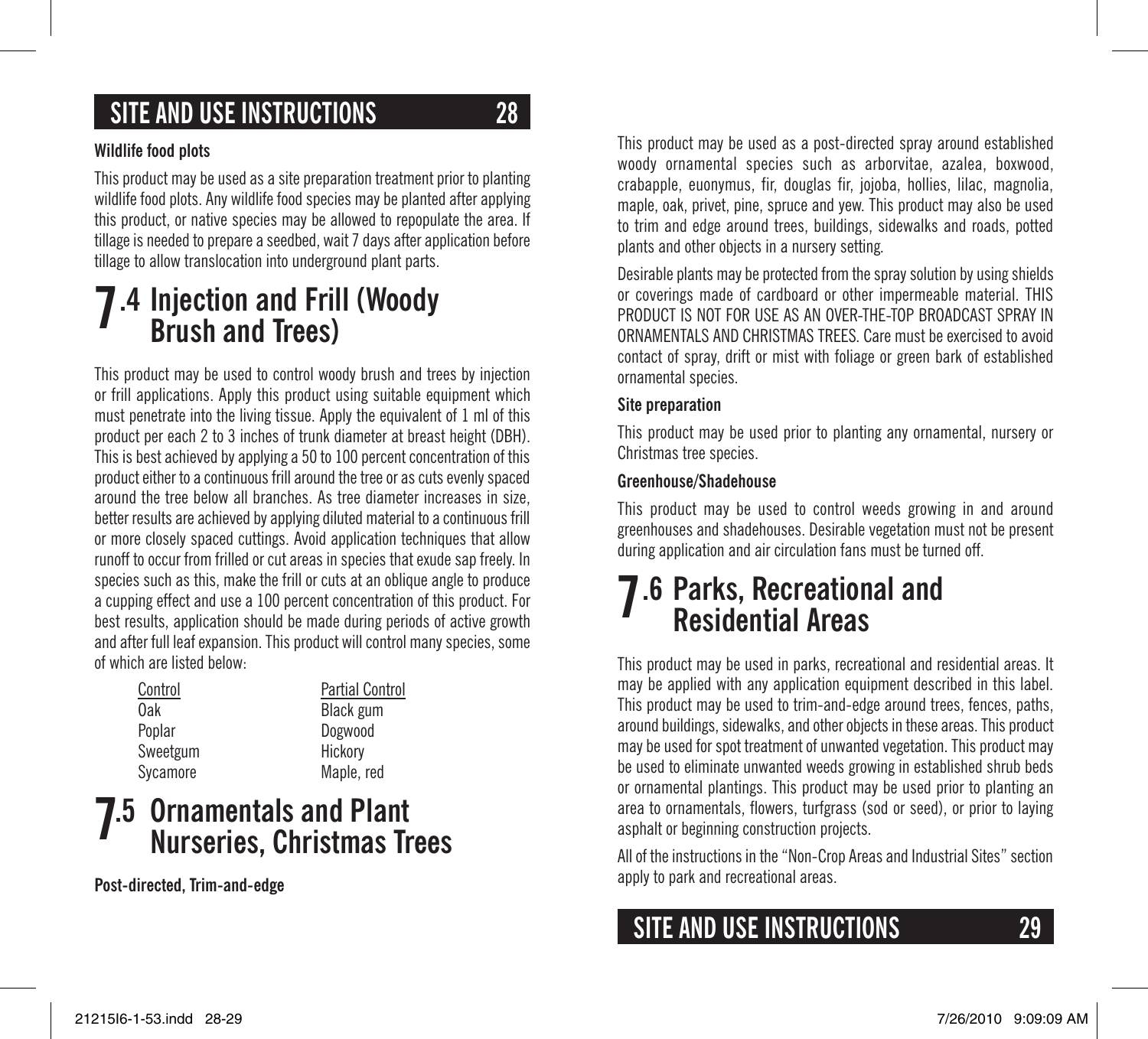**Wildlife food plots**

This product may be used as a site preparation treatment prior to planting wildlife food plots. Any wildlife food species may be planted after applying this product, or native species may be allowed to repopulate the area. If tillage is needed to prepare a seedbed, wait 7 days after application before tillage to allow translocation into underground plant parts.

## 7.4 Injection and Frill (Woody Brush and Trees)

This product may be used to control woody brush and trees by injection or frill applications. Apply this product using suitable equipment which must penetrate into the living tissue. Apply the equivalent of 1 ml of this product per each 2 to 3 inches of trunk diameter at breast height (DBH). This is best achieved by applying a 50 to 100 percent concentration of this product either to a continuous frill around the tree or as cuts evenly spaced around the tree below all branches. As tree diameter increases in size, better results are achieved by applying diluted material to a continuous frill or more closely spaced cuttings. Avoid application techniques that allow runoff to occur from frilled or cut areas in species that exude sap freely. In species such as this, make the frill or cuts at an oblique angle to produce a cupping effect and use a 100 percent concentration of this product. For best results, application should be made during periods of active growth and after full leaf expansion. This product will control many species, some of which are listed below:

| Control | Partial Control |
|---|---|
| Oak | Black gum |
| Poplar | Dogwood |
| Sweetgum | Hickory |
| Sycamore | Maple, red |

## 7.5 Ornamentals and Plant Nurseries, Christmas Trees

**Post-directed, Trim-and-edge**

This product may be used as a post-directed spray around established woody ornamental species such as arborvitae, azalea, boxwood, crabapple, euonymus, fir, douglas fir, jojoba, hollies, lilac, magnolia, maple, oak, privet, pine, spruce and yew. This product may also be used to trim and edge around trees, buildings, sidewalks and roads, potted plants and other objects in a nursery setting.

Desirable plants may be protected from the spray solution by using shields or coverings made of cardboard or other impermeable material. THIS PRODUCT IS NOT FOR USE AS AN OVER-THE-TOP BROADCAST SPRAY IN ORNAMENTALS AND CHRISTMAS TREES. Care must be exercised to avoid contact of spray, drift or mist with foliage or green bark of established ornamental species.

**Site preparation**

This product may be used prior to planting any ornamental, nursery or Christmas tree species.

**Greenhouse/Shadehouse**

This product may be used to control weeds growing in and around greenhouses and shadehouses. Desirable vegetation must not be present during application and air circulation fans must be turned off.

## 7.6 Parks, Recreational and Residential Areas

This product may be used in parks, recreational and residential areas. It may be applied with any application equipment described in this label. This product may be used to trim-and-edge around trees, fences, paths, around buildings, sidewalks, and other objects in these areas. This product may be used for spot treatment of unwanted vegetation. This product may be used to eliminate unwanted weeds growing in established shrub beds or ornamental plantings. This product may be used prior to planting an area to ornamentals, flowers, turfgrass (sod or seed), or prior to laying asphalt or beginning construction projects.

All of the instructions in the "Non-Crop Areas and Industrial Sites" section apply to park and recreational areas.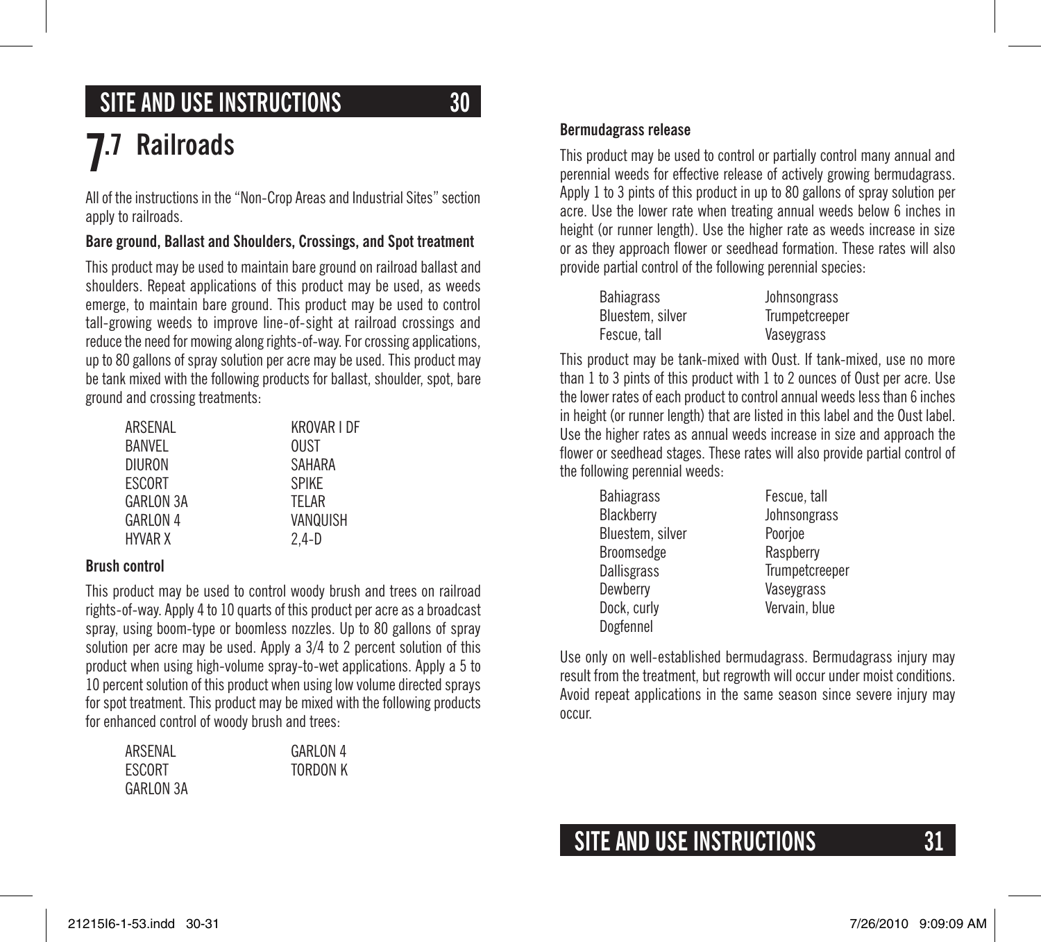## 7.7 Railroads

All of the instructions in the "Non-Crop Areas and Industrial Sites" section apply to railroads.

**Bare ground, Ballast and Shoulders, Crossings, and Spot treatment**

This product may be used to maintain bare ground on railroad ballast and shoulders. Repeat applications of this product may be used, as weeds emerge, to maintain bare ground. This product may be used to control tall-growing weeds to improve line-of-sight at railroad crossings and reduce the need for mowing along rights-of-way. For crossing applications, up to 80 gallons of spray solution per acre may be used. This product may be tank mixed with the following products for ballast, shoulder, spot, bare ground and crossing treatments:

| | |
|---|---|
| ARSENAL | KROVAR I DF |
| BANVEL | OUST |
| DIURON | SAHARA |
| ESCORT | SPIKE |
| GARLON 3A | TELAR |
| GARLON 4 | VANQUISH |
| HYVAR X | 2,4-D |

**Brush control**

This product may be used to control woody brush and trees on railroad rights-of-way. Apply 4 to 10 quarts of this product per acre as a broadcast spray, using boom-type or boomless nozzles. Up to 80 gallons of spray solution per acre may be used. Apply a 3/4 to 2 percent solution of this product when using high-volume spray-to-wet applications. Apply a 5 to 10 percent solution of this product when using low volume directed sprays for spot treatment. This product may be mixed with the following products for enhanced control of woody brush and trees:

| | |
|---|---|
| ARSENAL | GARLON 4 |
| ESCORT | TORDON K |
| GARLON 3A | |

**Bermudagrass release**

This product may be used to control or partially control many annual and perennial weeds for effective release of actively growing bermudagrass. Apply 1 to 3 pints of this product in up to 80 gallons of spray solution per acre. Use the lower rate when treating annual weeds below 6 inches in height (or runner length). Use the higher rate as weeds increase in size or as they approach flower or seedhead formation. These rates will also provide partial control of the following perennial species:

| | |
|---|---|
| Bahiagrass | Johnsongrass |
| Bluestem, silver | Trumpetcreeper |
| Fescue, tall | Vaseygrass |

This product may be tank-mixed with Oust. If tank-mixed, use no more than 1 to 3 pints of this product with 1 to 2 ounces of Oust per acre. Use the lower rates of each product to control annual weeds less than 6 inches in height (or runner length) that are listed in this label and the Oust label. Use the higher rates as annual weeds increase in size and approach the flower or seedhead stages. These rates will also provide partial control of the following perennial weeds:

| | |
|---|---|
| Bahiagrass | Fescue, tall |
| Blackberry | Johnsongrass |
| Bluestem, silver | Poorjoe |
| Broomsedge | Raspberry |
| Dallisgrass | Trumpetcreeper |
| Dewberry | Vaseygrass |
| Dock, curly | Vervain, blue |
| Dogfennel | |

Use only on well-established bermudagrass. Bermudagrass injury may result from the treatment, but regrowth will occur under moist conditions. Avoid repeat applications in the same season since severe injury may occur.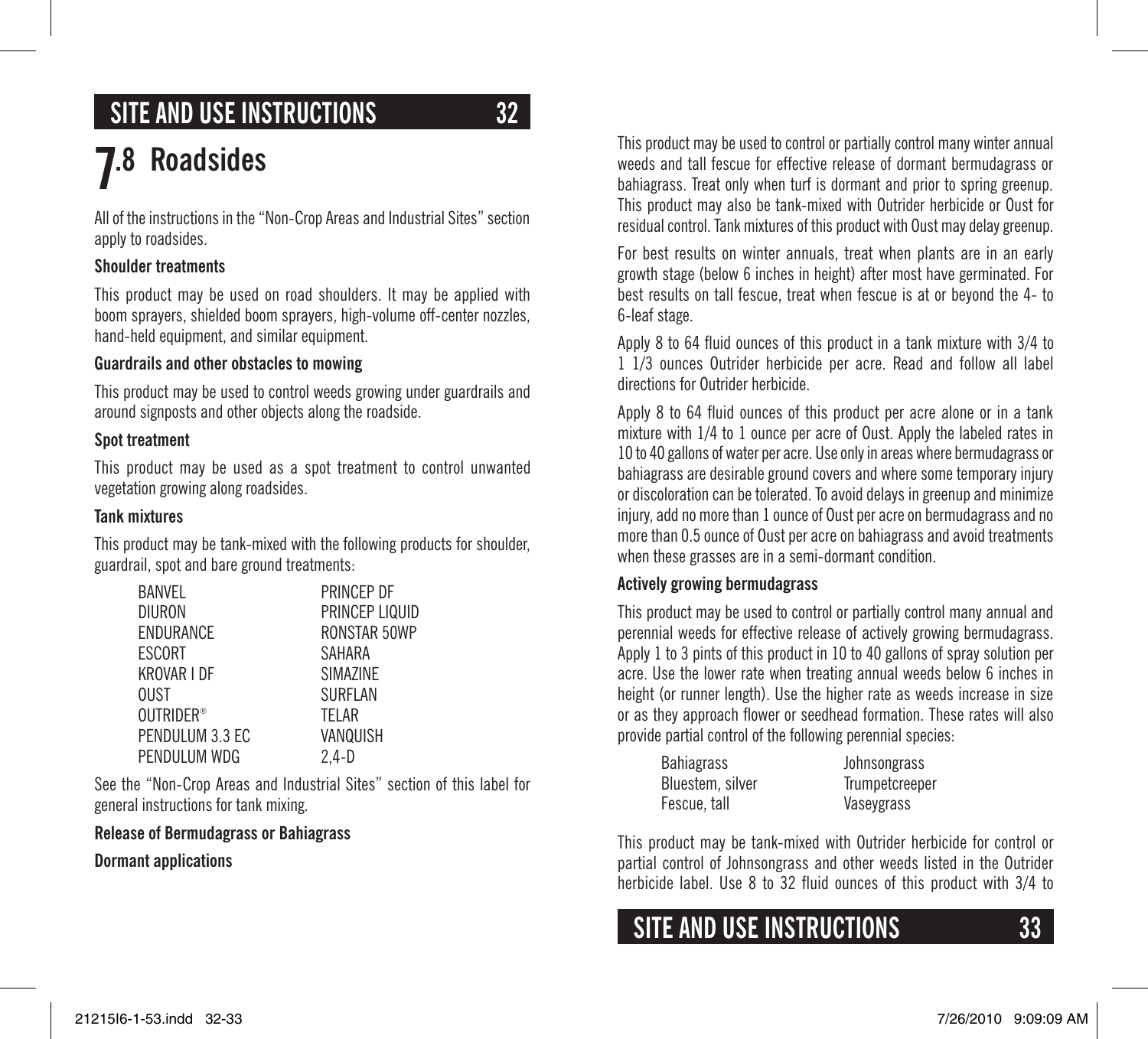# 7.8 Roadsides

All of the instructions in the “Non-Crop Areas and Industrial Sites” section apply to roadsides.

**Shoulder treatments**

This product may be used on road shoulders. It may be applied with boom sprayers, shielded boom sprayers, high-volume off-center nozzles, hand-held equipment, and similar equipment.

**Guardrails and other obstacles to mowing**

This product may be used to control weeds growing under guardrails and around signposts and other objects along the roadside.

**Spot treatment**

This product may be used as a spot treatment to control unwanted vegetation growing along roadsides.

**Tank mixtures**

This product may be tank-mixed with the following products for shoulder, guardrail, spot and bare ground treatments:

| | |
|---|---|
| BANVEL | PRINCEP DF |
| DIURON | PRINCEP LIQUID |
| ENDURANCE | RONSTAR 50WP |
| ESCORT | SAHARA |
| KROVAR I DF | SIMAZINE |
| OUST | SURFLAN |
| OUTRIDER® | TELAR |
| PENDULUM 3.3 EC | VANQUISH |
| PENDULUM WDG | 2,4-D |

See the “Non-Crop Areas and Industrial Sites” section of this label for general instructions for tank mixing.

**Release of Bermudagrass or Bahiagrass**

**Dormant applications**

This product may be used to control or partially control many winter annual weeds and tall fescue for effective release of dormant bermudagrass or bahiagrass. Treat only when turf is dormant and prior to spring greenup. This product may also be tank-mixed with Outrider herbicide or Oust for residual control. Tank mixtures of this product with Oust may delay greenup.

For best results on winter annuals, treat when plants are in an early growth stage (below 6 inches in height) after most have germinated. For best results on tall fescue, treat when fescue is at or beyond the 4- to 6-leaf stage.

Apply 8 to 64 fluid ounces of this product in a tank mixture with 3/4 to 1 1/3 ounces Outrider herbicide per acre. Read and follow all label directions for Outrider herbicide.

Apply 8 to 64 fluid ounces of this product per acre alone or in a tank mixture with 1/4 to 1 ounce per acre of Oust. Apply the labeled rates in 10 to 40 gallons of water per acre. Use only in areas where bermudagrass or bahiagrass are desirable ground covers and where some temporary injury or discoloration can be tolerated. To avoid delays in greenup and minimize injury, add no more than 1 ounce of Oust per acre on bermudagrass and no more than 0.5 ounce of Oust per acre on bahiagrass and avoid treatments when these grasses are in a semi-dormant condition.

**Actively growing bermudagrass**

This product may be used to control or partially control many annual and perennial weeds for effective release of actively growing bermudagrass. Apply 1 to 3 pints of this product in 10 to 40 gallons of spray solution per acre. Use the lower rate when treating annual weeds below 6 inches in height (or runner length). Use the higher rate as weeds increase in size or as they approach flower or seedhead formation. These rates will also provide partial control of the following perennial species:

| | |
|---|---|
| Bahiagrass | Johnsongrass |
| Bluestem, silver | Trumpetcreeper |
| Fescue, tall | Vaseygrass |

This product may be tank-mixed with Outrider herbicide for control or partial control of Johnsongrass and other weeds listed in the Outrider herbicide label. Use 8 to 32 fluid ounces of this product with 3/4 to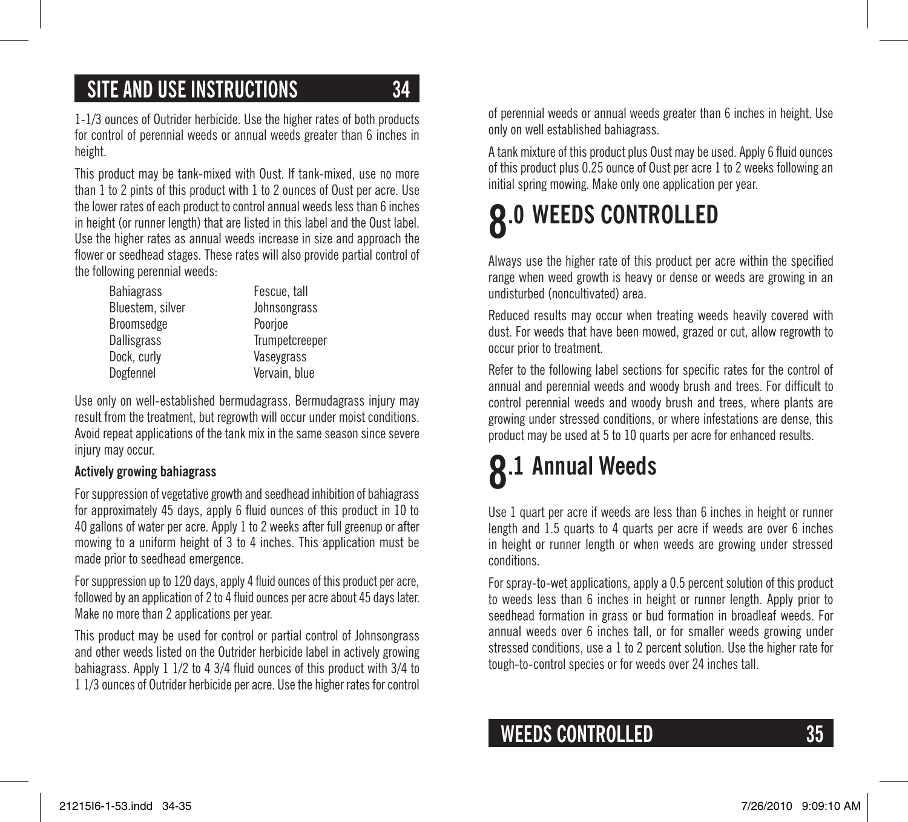1-1/3 ounces of Outrider herbicide. Use the higher rates of both products for control of perennial weeds or annual weeds greater than 6 inches in height.

This product may be tank-mixed with Oust. If tank-mixed, use no more than 1 to 2 pints of this product with 1 to 2 ounces of Oust per acre. Use the lower rates of each product to control annual weeds less than 6 inches in height (or runner length) that are listed in this label and the Oust label. Use the higher rates as annual weeds increase in size and approach the flower or seedhead stages. These rates will also provide partial control of the following perennial weeds:

| | |
|---|---|
| Bahiagrass | Fescue, tall |
| Bluestem, silver | Johnsongrass |
| Broomsedge | Poorjoe |
| Dallisgrass | Trumpetcreeper |
| Dock, curly | Vaseygrass |
| Dogfennel | Vervain, blue |

Use only on well-established bermudagrass. Bermudagrass injury may result from the treatment, but regrowth will occur under moist conditions. Avoid repeat applications of the tank mix in the same season since severe injury may occur.

**Actively growing bahiagrass**

For suppression of vegetative growth and seedhead inhibition of bahiagrass for approximately 45 days, apply 6 fluid ounces of this product in 10 to 40 gallons of water per acre. Apply 1 to 2 weeks after full greenup or after mowing to a uniform height of 3 to 4 inches. This application must be made prior to seedhead emergence.

For suppression up to 120 days, apply 4 fluid ounces of this product per acre, followed by an application of 2 to 4 fluid ounces per acre about 45 days later. Make no more than 2 applications per year.

This product may be used for control or partial control of Johnsongrass and other weeds listed on the Outrider herbicide label in actively growing bahiagrass. Apply 1 1/2 to 4 3/4 fluid ounces of this product with 3/4 to 1 1/3 ounces of Outrider herbicide per acre. Use the higher rates for control of perennial weeds or annual weeds greater than 6 inches in height. Use only on well established bahiagrass.

A tank mixture of this product plus Oust may be used. Apply 6 fluid ounces of this product plus 0.25 ounce of Oust per acre 1 to 2 weeks following an initial spring mowing. Make only one application per year.

# 8.0 WEEDS CONTROLLED

Always use the higher rate of this product per acre within the specified range when weed growth is heavy or dense or weeds are growing in an undisturbed (noncultivated) area.

Reduced results may occur when treating weeds heavily covered with dust. For weeds that have been mowed, grazed or cut, allow regrowth to occur prior to treatment.

Refer to the following label sections for specific rates for the control of annual and perennial weeds and woody brush and trees. For difficult to control perennial weeds and woody brush and trees, where plants are growing under stressed conditions, or where infestations are dense, this product may be used at 5 to 10 quarts per acre for enhanced results.

## 8.1 Annual Weeds

Use 1 quart per acre if weeds are less than 6 inches in height or runner length and 1.5 quarts to 4 quarts per acre if weeds are over 6 inches in height or runner length or when weeds are growing under stressed conditions.

For spray-to-wet applications, apply a 0.5 percent solution of this product to weeds less than 6 inches in height or runner length. Apply prior to seedhead formation in grass or bud formation in broadleaf weeds. For annual weeds over 6 inches tall, or for smaller weeds growing under stressed conditions, use a 1 to 2 percent solution. Use the higher rate for tough-to-control species or for weeds over 24 inches tall.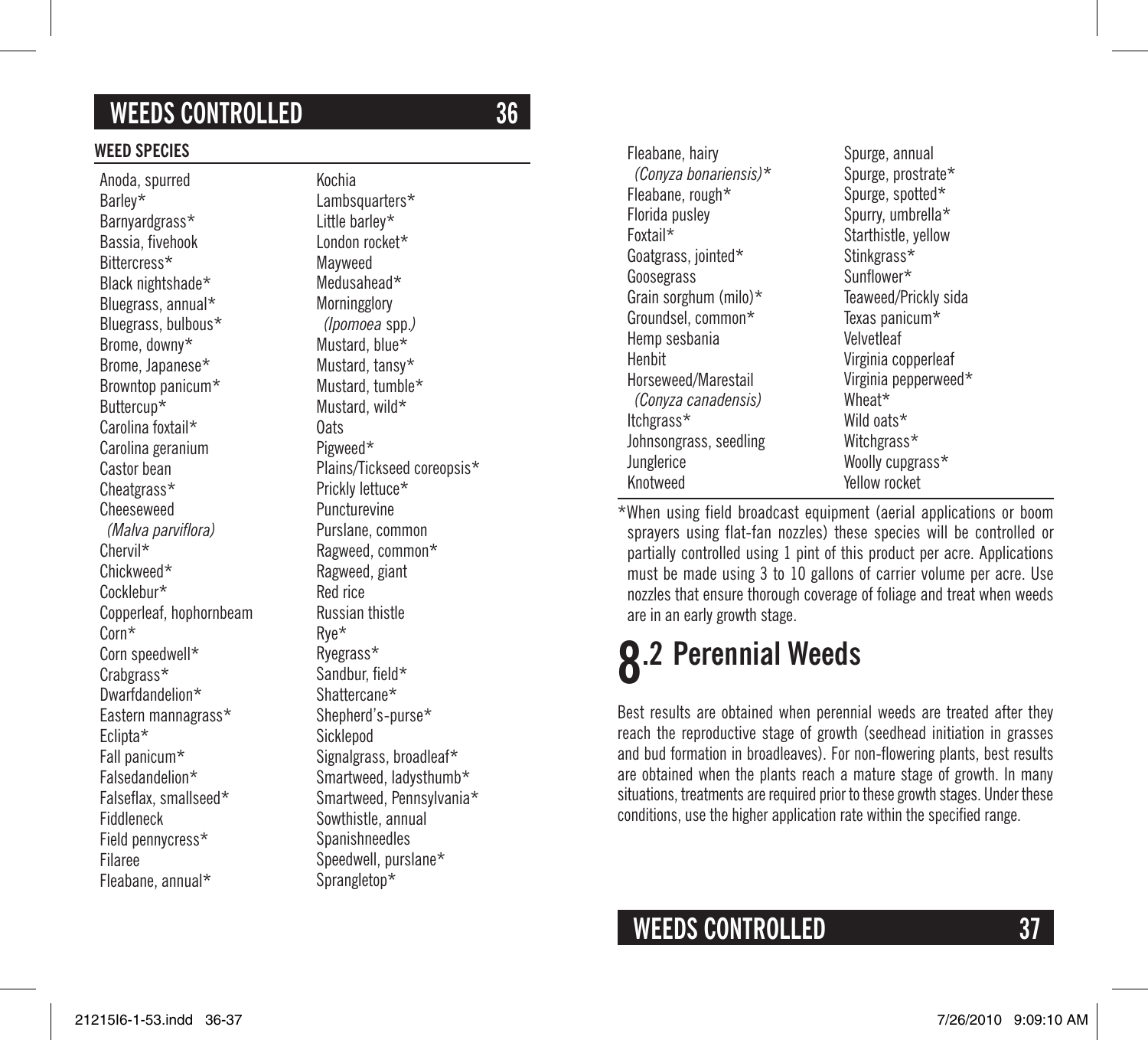## WEEDS CONTROLLED

### WEED SPECIES

Anoda, spurred
Barley*
Barnyardgrass*
Bassia, fivehook
Bittercress*
Black nightshade*
Bluegrass, annual*
Bluegrass, bulbous*
Brome, downy*
Brome, Japanese*
Browntop panicum*
Buttercup*
Carolina foxtail*
Carolina geranium
Castor bean
Cheatgrass*
Cheeseweed
  *(Malva parviflora)*
Chervil*
Chickweed*
Cocklebur*
Copperleaf, hophornbeam
Corn*
Corn speedwell*
Crabgrass*
Dwarfdandelion*
Eastern mannagrass*
Eclipta*
Fall panicum*
Falsedandelion*
Falseflax, smallseed*
Fiddleneck
Field pennycress*
Filaree
Fleabane, annual*
Kochia
Lambsquarters*
Little barley*
London rocket*
Mayweed
Medusahead*
Morningglory
  *(Ipomoea* spp.*)*
Mustard, blue*
Mustard, tansy*
Mustard, tumble*
Mustard, wild*
Oats
Pigweed*
Plains/Tickseed coreopsis*
Prickly lettuce*
Puncturevine
Purslane, common
Ragweed, common*
Ragweed, giant
Red rice
Russian thistle
Rye*
Ryegrass*
Sandbur, field*
Shattercane*
Shepherd's-purse*
Sicklepod
Signalgrass, broadleaf*
Smartweed, ladysthumb*
Smartweed, Pennsylvania*
Sowthistle, annual
Spanishneedles
Speedwell, purslane*
Sprangletop*
Fleabane, hairy
  *(Conyza bonariensis)**
Fleabane, rough*
Florida pusley
Foxtail*
Goatgrass, jointed*
Goosegrass
Grain sorghum (milo)*
Groundsel, common*
Hemp sesbania
Henbit
Horseweed/Marestail
  *(Conyza canadensis)*
Itchgrass*
Johnsongrass, seedling
Junglerice
Knotweed
Spurge, annual
Spurge, prostrate*
Spurge, spotted*
Spurry, umbrella*
Starthistle, yellow
Stinkgrass*
Sunflower*
Teaweed/Prickly sida
Texas panicum*
Velvetleaf
Virginia copperleaf
Virginia pepperweed*
Wheat*
Wild oats*
Witchgrass*
Woolly cupgrass*
Yellow rocket

*When using field broadcast equipment (aerial applications or boom sprayers using flat-fan nozzles) these species will be controlled or partially controlled using 1 pint of this product per acre. Applications must be made using 3 to 10 gallons of carrier volume per acre. Use nozzles that ensure thorough coverage of foliage and treat when weeds are in an early growth stage.

## 8.2 Perennial Weeds

Best results are obtained when perennial weeds are treated after they reach the reproductive stage of growth (seedhead initiation in grasses and bud formation in broadleaves). For non-flowering plants, best results are obtained when the plants reach a mature stage of growth. In many situations, treatments are required prior to these growth stages. Under these conditions, use the higher application rate within the specified range.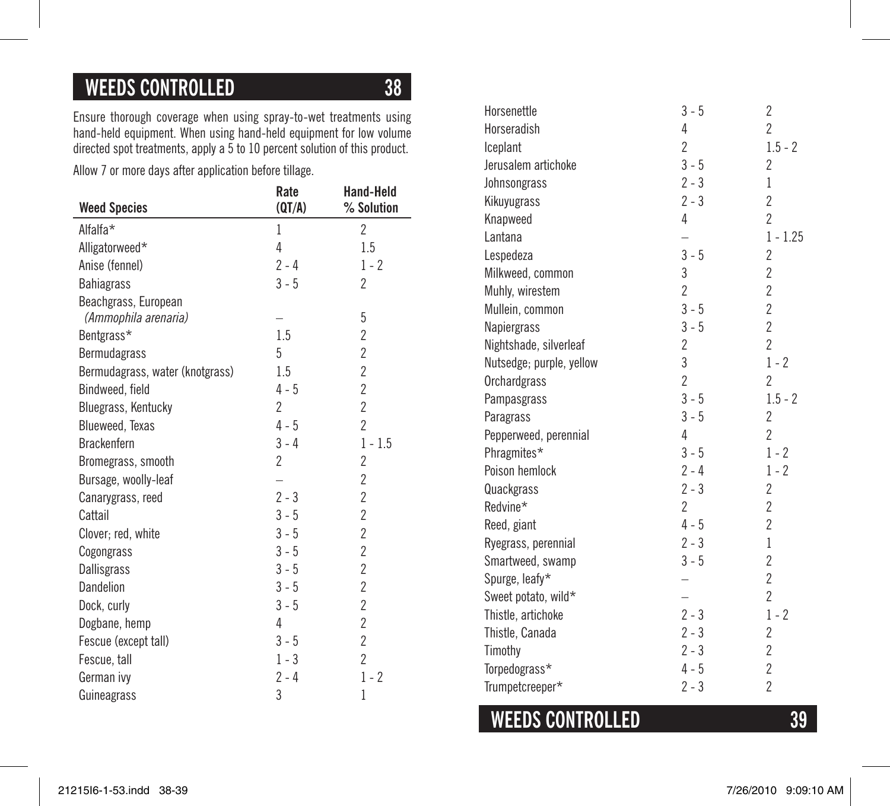## WEEDS CONTROLLED

Ensure thorough coverage when using spray-to-wet treatments using hand-held equipment. When using hand-held equipment for low volume directed spot treatments, apply a 5 to 10 percent solution of this product.

Allow 7 or more days after application before tillage.

| Weed Species | Rate (QT/A) | Hand-Held % Solution |
|---|---|---|
| Alfalfa* | 1 | 2 |
| Alligatorweed* | 4 | 1.5 |
| Anise (fennel) | 2 - 4 | 1 - 2 |
| Bahiagrass | 3 - 5 | 2 |
| Beachgrass, European *(Ammophila arenaria)* | – | 5 |
| Bentgrass* | 1.5 | 2 |
| Bermudagrass | 5 | 2 |
| Bermudagrass, water (knotgrass) | 1.5 | 2 |
| Bindweed, field | 4 - 5 | 2 |
| Bluegrass, Kentucky | 2 | 2 |
| Blueweed, Texas | 4 - 5 | 2 |
| Brackenfern | 3 - 4 | 1 - 1.5 |
| Bromegrass, smooth | 2 | 2 |
| Bursage, woolly-leaf | – | 2 |
| Canarygrass, reed | 2 - 3 | 2 |
| Cattail | 3 - 5 | 2 |
| Clover; red, white | 3 - 5 | 2 |
| Cogongrass | 3 - 5 | 2 |
| Dallisgrass | 3 - 5 | 2 |
| Dandelion | 3 - 5 | 2 |
| Dock, curly | 3 - 5 | 2 |
| Dogbane, hemp | 4 | 2 |
| Fescue (except tall) | 3 - 5 | 2 |
| Fescue, tall | 1 - 3 | 2 |
| German ivy | 2 - 4 | 1 - 2 |
| Guineagrass | 3 | 1 |
| Horsenettle | 3 - 5 | 2 |
| Horseradish | 4 | 2 |
| Iceplant | 2 | 1.5 - 2 |
| Jerusalem artichoke | 3 - 5 | 2 |
| Johnsongrass | 2 - 3 | 1 |
| Kikuyugrass | 2 - 3 | 2 |
| Knapweed | 4 | 2 |
| Lantana | – | 1 - 1.25 |
| Lespedeza | 3 - 5 | 2 |
| Milkweed, common | 3 | 2 |
| Muhly, wirestem | 2 | 2 |
| Mullein, common | 3 - 5 | 2 |
| Napiergrass | 3 - 5 | 2 |
| Nightshade, silverleaf | 2 | 2 |
| Nutsedge; purple, yellow | 3 | 1 - 2 |
| Orchardgrass | 2 | 2 |
| Pampasgrass | 3 - 5 | 1.5 - 2 |
| Paragrass | 3 - 5 | 2 |
| Pepperweed, perennial | 4 | 2 |
| Phragmites* | 3 - 5 | 1 - 2 |
| Poison hemlock | 2 - 4 | 1 - 2 |
| Quackgrass | 2 - 3 | 2 |
| Redvine* | 2 | 2 |
| Reed, giant | 4 - 5 | 2 |
| Ryegrass, perennial | 2 - 3 | 1 |
| Smartweed, swamp | 3 - 5 | 2 |
| Spurge, leafy* | – | 2 |
| Sweet potato, wild* | – | 2 |
| Thistle, artichoke | 2 - 3 | 1 - 2 |
| Thistle, Canada | 2 - 3 | 2 |
| Timothy | 2 - 3 | 2 |
| Torpedograss* | 4 - 5 | 2 |
| Trumpetcreeper* | 2 - 3 | 2 |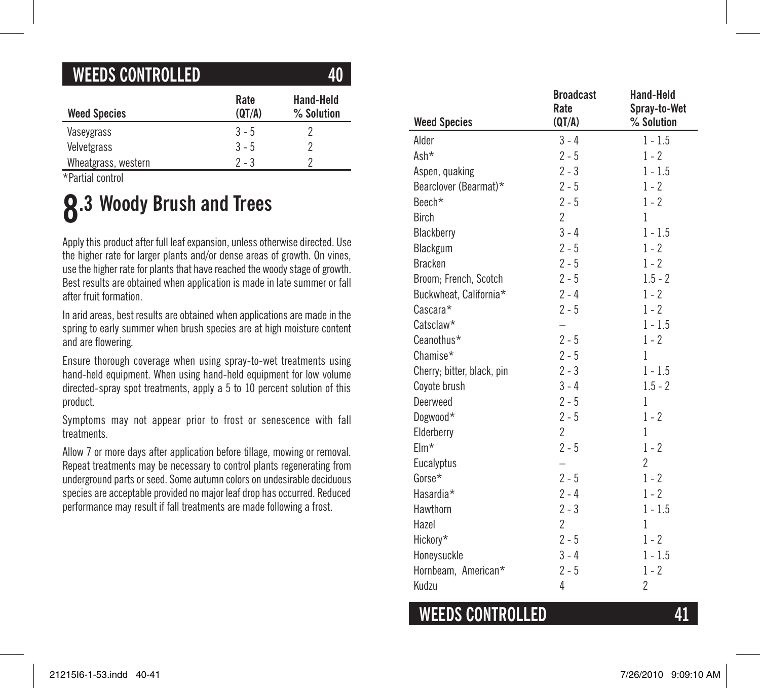| Weed Species | Rate (QT/A) | Hand-Held % Solution |
|---|---|---|
| Vaseygrass | 3 - 5 | 2 |
| Velvetgrass | 3 - 5 | 2 |
| Wheatgrass, western | 2 - 3 | 2 |

*Partial control

## 8.3 Woody Brush and Trees

Apply this product after full leaf expansion, unless otherwise directed. Use the higher rate for larger plants and/or dense areas of growth. On vines, use the higher rate for plants that have reached the woody stage of growth. Best results are obtained when application is made in late summer or fall after fruit formation.

In arid areas, best results are obtained when applications are made in the spring to early summer when brush species are at high moisture content and are flowering.

Ensure thorough coverage when using spray-to-wet treatments using hand-held equipment. When using hand-held equipment for low volume directed-spray spot treatments, apply a 5 to 10 percent solution of this product.

Symptoms may not appear prior to frost or senescence with fall treatments.

Allow 7 or more days after application before tillage, mowing or removal. Repeat treatments may be necessary to control plants regenerating from underground parts or seed. Some autumn colors on undesirable deciduous species are acceptable provided no major leaf drop has occurred. Reduced performance may result if fall treatments are made following a frost.

| Weed Species | Broadcast Rate (QT/A) | Hand-Held Spray-to-Wet % Solution |
|---|---|---|
| Alder | 3 - 4 | 1 - 1.5 |
| Ash* | 2 - 5 | 1 - 2 |
| Aspen, quaking | 2 - 3 | 1 - 1.5 |
| Bearclover (Bearmat)* | 2 - 5 | 1 - 2 |
| Beech* | 2 - 5 | 1 - 2 |
| Birch | 2 | 1 |
| Blackberry | 3 - 4 | 1 - 1.5 |
| Blackgum | 2 - 5 | 1 - 2 |
| Bracken | 2 - 5 | 1 - 2 |
| Broom; French, Scotch | 2 - 5 | 1.5 - 2 |
| Buckwheat, California* | 2 - 4 | 1 - 2 |
| Cascara* | 2 - 5 | 1 - 2 |
| Catsclaw* | – | 1 - 1.5 |
| Ceanothus* | 2 - 5 | 1 - 2 |
| Chamise* | 2 - 5 | 1 |
| Cherry; bitter, black, pin | 2 - 3 | 1 - 1.5 |
| Coyote brush | 3 - 4 | 1.5 - 2 |
| Deerweed | 2 - 5 | 1 |
| Dogwood* | 2 - 5 | 1 - 2 |
| Elderberry | 2 | 1 |
| Elm* | 2 - 5 | 1 - 2 |
| Eucalyptus | – | 2 |
| Gorse* | 2 - 5 | 1 - 2 |
| Hasardia* | 2 - 4 | 1 - 2 |
| Hawthorn | 2 - 3 | 1 - 1.5 |
| Hazel | 2 | 1 |
| Hickory* | 2 - 5 | 1 - 2 |
| Honeysuckle | 3 - 4 | 1 - 1.5 |
| Hornbeam, American* | 2 - 5 | 1 - 2 |
| Kudzu | 4 | 2 |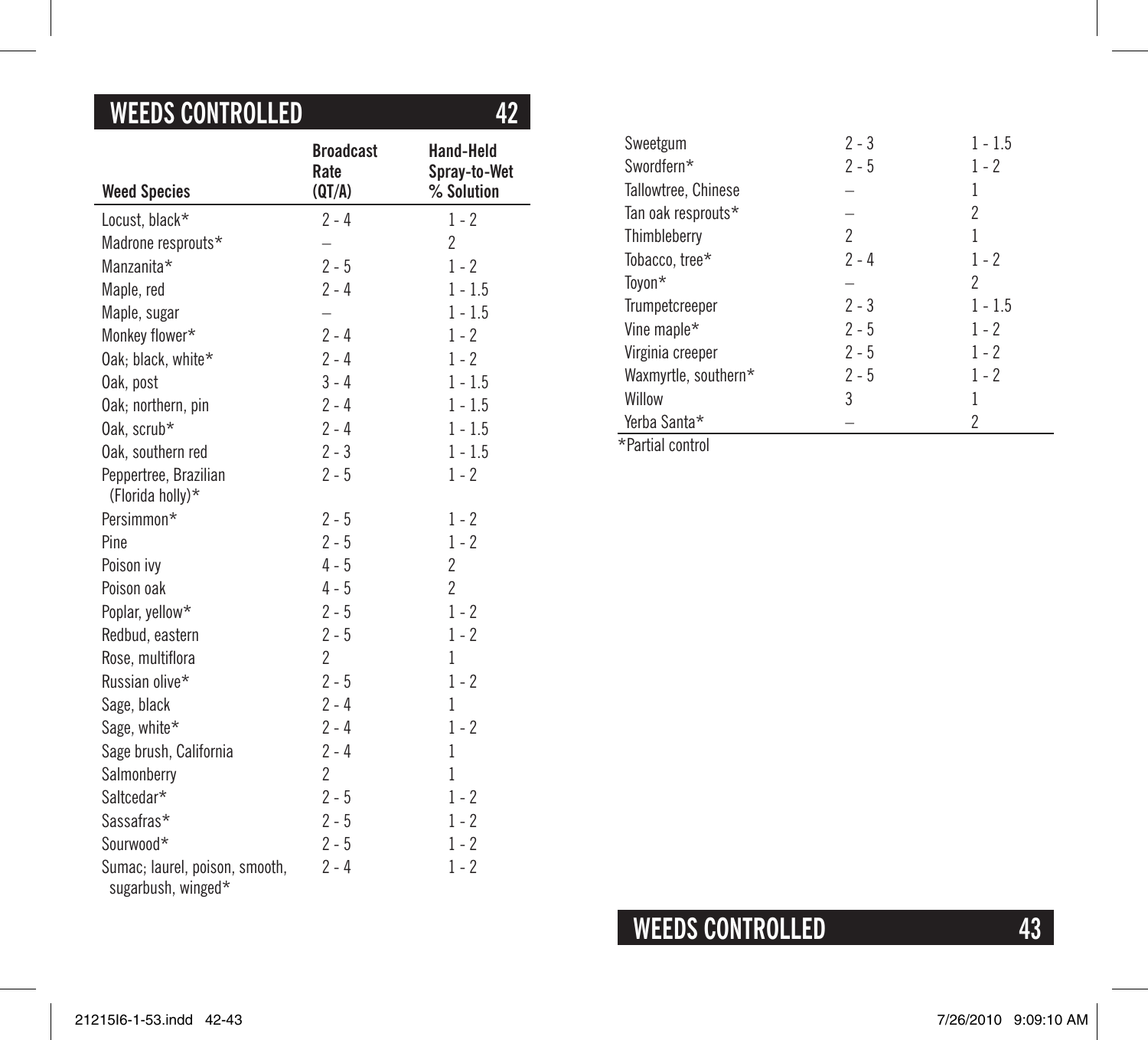## WEEDS CONTROLLED

| Weed Species | Broadcast Rate (QT/A) | Hand-Held Spray-to-Wet % Solution |
|---|---|---|
| Locust, black* | 2 - 4 | 1 - 2 |
| Madrone resprouts* | – | 2 |
| Manzanita* | 2 - 5 | 1 - 2 |
| Maple, red | 2 - 4 | 1 - 1.5 |
| Maple, sugar | – | 1 - 1.5 |
| Monkey flower* | 2 - 4 | 1 - 2 |
| Oak; black, white* | 2 - 4 | 1 - 2 |
| Oak, post | 3 - 4 | 1 - 1.5 |
| Oak; northern, pin | 2 - 4 | 1 - 1.5 |
| Oak, scrub* | 2 - 4 | 1 - 1.5 |
| Oak, southern red | 2 - 3 | 1 - 1.5 |
| Peppertree, Brazilian (Florida holly)* | 2 - 5 | 1 - 2 |
| Persimmon* | 2 - 5 | 1 - 2 |
| Pine | 2 - 5 | 1 - 2 |
| Poison ivy | 4 - 5 | 2 |
| Poison oak | 4 - 5 | 2 |
| Poplar, yellow* | 2 - 5 | 1 - 2 |
| Redbud, eastern | 2 - 5 | 1 - 2 |
| Rose, multiflora | 2 | 1 |
| Russian olive* | 2 - 5 | 1 - 2 |
| Sage, black | 2 - 4 | 1 |
| Sage, white* | 2 - 4 | 1 - 2 |
| Sage brush, California | 2 - 4 | 1 |
| Salmonberry | 2 | 1 |
| Saltcedar* | 2 - 5 | 1 - 2 |
| Sassafras* | 2 - 5 | 1 - 2 |
| Sourwood* | 2 - 5 | 1 - 2 |
| Sumac; laurel, poison, smooth, sugarbush, winged* | 2 - 4 | 1 - 2 |
| Sweetgum | 2 - 3 | 1 - 1.5 |
| Swordfern* | 2 - 5 | 1 - 2 |
| Tallowtree, Chinese | – | 1 |
| Tan oak resprouts* | – | 2 |
| Thimbleberry | 2 | 1 |
| Tobacco, tree* | 2 - 4 | 1 - 2 |
| Toyon* | – | 2 |
| Trumpetcreeper | 2 - 3 | 1 - 1.5 |
| Vine maple* | 2 - 5 | 1 - 2 |
| Virginia creeper | 2 - 5 | 1 - 2 |
| Waxmyrtle, southern* | 2 - 5 | 1 - 2 |
| Willow | 3 | 1 |
| Yerba Santa* | – | 2 |

*Partial control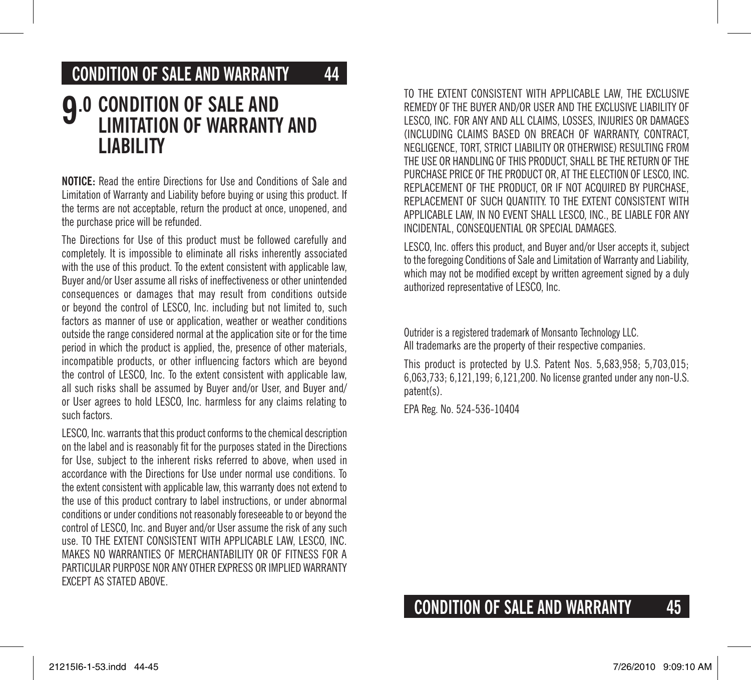# 9.0 CONDITION OF SALE AND LIMITATION OF WARRANTY AND LIABILITY

**NOTICE:** Read the entire Directions for Use and Conditions of Sale and Limitation of Warranty and Liability before buying or using this product. If the terms are not acceptable, return the product at once, unopened, and the purchase price will be refunded.

The Directions for Use of this product must be followed carefully and completely. It is impossible to eliminate all risks inherently associated with the use of this product. To the extent consistent with applicable law, Buyer and/or User assume all risks of ineffectiveness or other unintended consequences or damages that may result from conditions outside or beyond the control of LESCO, Inc. including but not limited to, such factors as manner of use or application, weather or weather conditions outside the range considered normal at the application site or for the time period in which the product is applied, the, presence of other materials, incompatible products, or other influencing factors which are beyond the control of LESCO, Inc. To the extent consistent with applicable law, all such risks shall be assumed by Buyer and/or User, and Buyer and/or User agrees to hold LESCO, Inc. harmless for any claims relating to such factors.

LESCO, Inc. warrants that this product conforms to the chemical description on the label and is reasonably fit for the purposes stated in the Directions for Use, subject to the inherent risks referred to above, when used in accordance with the Directions for Use under normal use conditions. To the extent consistent with applicable law, this warranty does not extend to the use of this product contrary to label instructions, or under abnormal conditions or under conditions not reasonably foreseeable to or beyond the control of LESCO, Inc. and Buyer and/or User assume the risk of any such use. TO THE EXTENT CONSISTENT WITH APPLICABLE LAW, LESCO, INC. MAKES NO WARRANTIES OF MERCHANTABILITY OR OF FITNESS FOR A PARTICULAR PURPOSE NOR ANY OTHER EXPRESS OR IMPLIED WARRANTY EXCEPT AS STATED ABOVE.

TO THE EXTENT CONSISTENT WITH APPLICABLE LAW, THE EXCLUSIVE REMEDY OF THE BUYER AND/OR USER AND THE EXCLUSIVE LIABILITY OF LESCO, INC. FOR ANY AND ALL CLAIMS, LOSSES, INJURIES OR DAMAGES (INCLUDING CLAIMS BASED ON BREACH OF WARRANTY, CONTRACT, NEGLIGENCE, TORT, STRICT LIABILITY OR OTHERWISE) RESULTING FROM THE USE OR HANDLING OF THIS PRODUCT, SHALL BE THE RETURN OF THE PURCHASE PRICE OF THE PRODUCT OR, AT THE ELECTION OF LESCO, INC. REPLACEMENT OF THE PRODUCT, OR IF NOT ACQUIRED BY PURCHASE, REPLACEMENT OF SUCH QUANTITY. TO THE EXTENT CONSISTENT WITH APPLICABLE LAW, IN NO EVENT SHALL LESCO, INC., BE LIABLE FOR ANY INCIDENTAL, CONSEQUENTIAL OR SPECIAL DAMAGES.

LESCO, Inc. offers this product, and Buyer and/or User accepts it, subject to the foregoing Conditions of Sale and Limitation of Warranty and Liability, which may not be modified except by written agreement signed by a duly authorized representative of LESCO, Inc.

Outrider is a registered trademark of Monsanto Technology LLC.
All trademarks are the property of their respective companies.

This product is protected by U.S. Patent Nos. 5,683,958; 5,703,015; 6,063,733; 6,121,199; 6,121,200. No license granted under any non-U.S. patent(s).

EPA Reg. No. 524-536-10404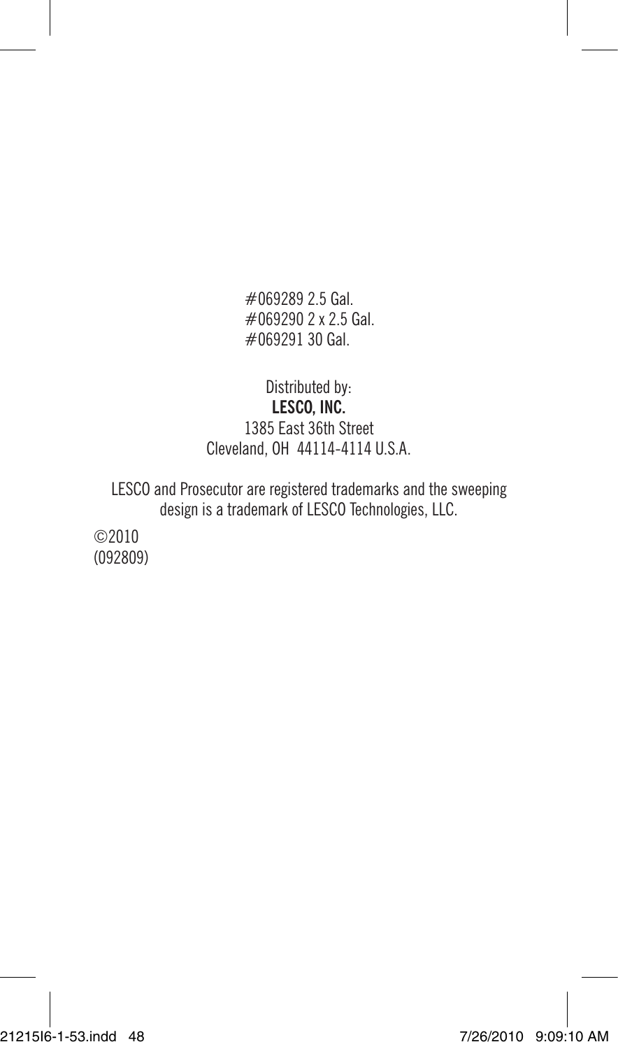#069289 2.5 Gal.
#069290 2 x 2.5 Gal.
#069291 30 Gal.

Distributed by:
**LESCO, INC.**
1385 East 36th Street
Cleveland, OH 44114-4114 U.S.A.

LESCO and Prosecutor are registered trademarks and the sweeping design is a trademark of LESCO Technologies, LLC.

©2010
(092809)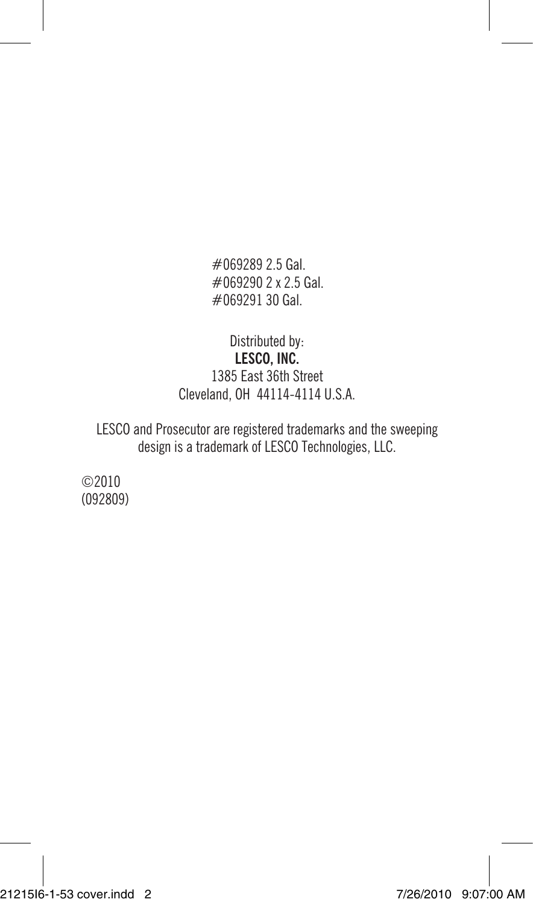#069289 2.5 Gal.
#069290 2 x 2.5 Gal.
#069291 30 Gal.

Distributed by:
**LESCO, INC.**
1385 East 36th Street
Cleveland, OH 44114-4114 U.S.A.

LESCO and Prosecutor are registered trademarks and the sweeping design is a trademark of LESCO Technologies, LLC.

©2010
(092809)